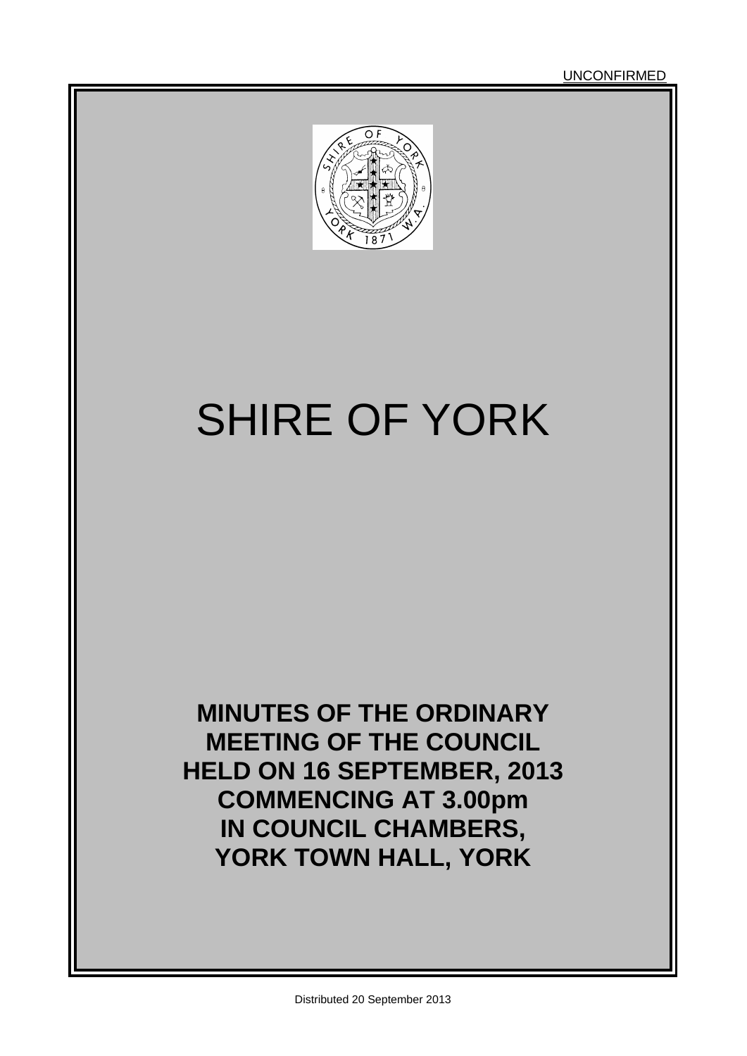UNCONFIRMED

# SHIRE OF YORK

**MINUTES OF THE ORDINARY MEETING OF THE COUNCIL HELD ON 16 SEPTEMBER, 2013 COMMENCING AT 3.00pm IN COUNCIL CHAMBERS, YORK TOWN HALL, YORK**

Distributed 20 September 2013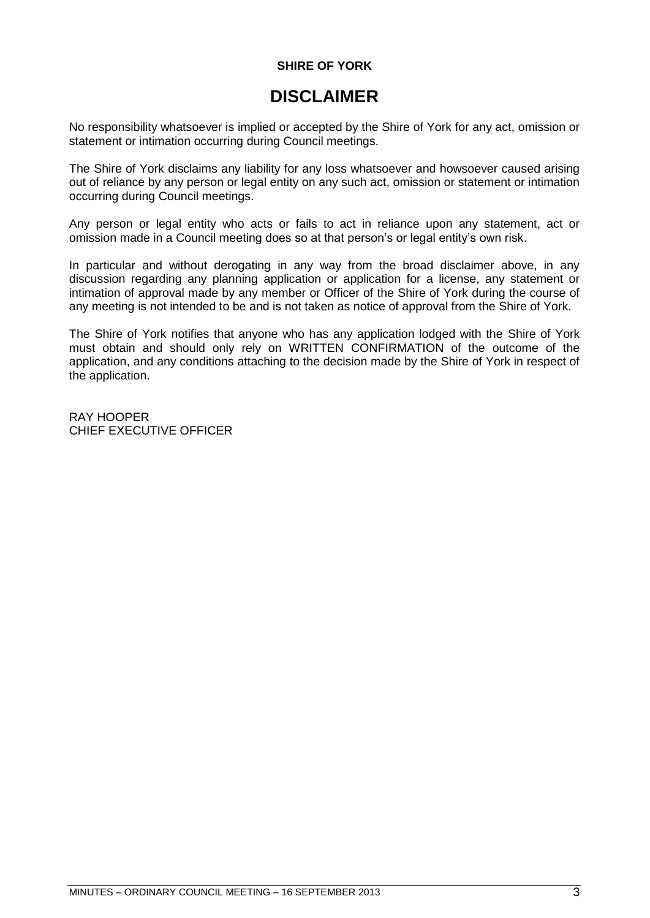**SHIRE OF YORK**

# DISCLAIMER

No responsibility whatsoever is implied or accepted by the Shire of York for any act, omission or statement or intimation occurring during Council meetings.

The Shire of York disclaims any liability for any loss whatsoever and howsoever caused arising out of reliance by any person or legal entity on any such act, omission or statement or intimation occurring during Council meetings.

Any person or legal entity who acts or fails to act in reliance upon any statement, act or omission made in a Council meeting does so at that person's or legal entity's own risk.

In particular and without derogating in any way from the broad disclaimer above, in any discussion regarding any planning application or application for a license, any statement or intimation of approval made by any member or Officer of the Shire of York during the course of any meeting is not intended to be and is not taken as notice of approval from the Shire of York.

The Shire of York notifies that anyone who has any application lodged with the Shire of York must obtain and should only rely on WRITTEN CONFIRMATION of the outcome of the application, and any conditions attaching to the decision made by the Shire of York in respect of the application.

RAY HOOPER
CHIEF EXECUTIVE OFFICER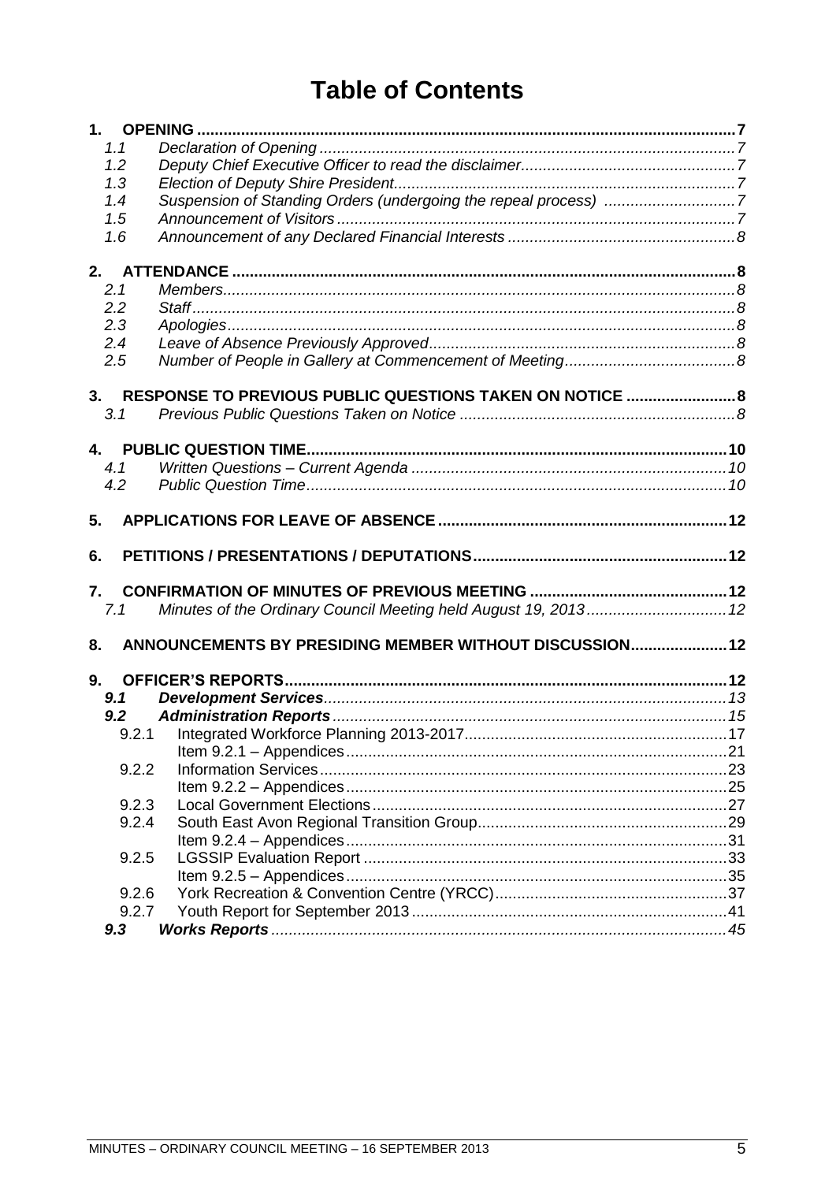# Table of Contents

**1. OPENING** ..... **7**
- 1.1 *Declaration of Opening* ..... *7*
- 1.2 *Deputy Chief Executive Officer to read the disclaimer* ..... *7*
- 1.3 *Election of Deputy Shire President* ..... *7*
- 1.4 *Suspension of Standing Orders (undergoing the repeal process)* ..... *7*
- 1.5 *Announcement of Visitors* ..... *7*
- 1.6 *Announcement of any Declared Financial Interests* ..... *8*

**2. ATTENDANCE** ..... **8**
- 2.1 *Members* ..... *8*
- 2.2 *Staff* ..... *8*
- 2.3 *Apologies* ..... *8*
- 2.4 *Leave of Absence Previously Approved* ..... *8*
- 2.5 *Number of People in Gallery at Commencement of Meeting* ..... *8*

**3. RESPONSE TO PREVIOUS PUBLIC QUESTIONS TAKEN ON NOTICE** ..... **8**
- 3.1 *Previous Public Questions Taken on Notice* ..... *8*

**4. PUBLIC QUESTION TIME** ..... **10**
- 4.1 *Written Questions – Current Agenda* ..... *10*
- 4.2 *Public Question Time* ..... *10*

**5. APPLICATIONS FOR LEAVE OF ABSENCE** ..... **12**

**6. PETITIONS / PRESENTATIONS / DEPUTATIONS** ..... **12**

**7. CONFIRMATION OF MINUTES OF PREVIOUS MEETING** ..... **12**
- 7.1 *Minutes of the Ordinary Council Meeting held August 19, 2013* ..... *12*

**8. ANNOUNCEMENTS BY PRESIDING MEMBER WITHOUT DISCUSSION** ..... **12**

**9. OFFICER'S REPORTS** ..... **12**
- ***9.1 Development Services*** ..... *13*
- ***9.2 Administration Reports*** ..... *15*
  - 9.2.1 Integrated Workforce Planning 2013-2017 ..... 17
    - Item 9.2.1 – Appendices ..... 21
  - 9.2.2 Information Services ..... 23
    - Item 9.2.2 – Appendices ..... 25
  - 9.2.3 Local Government Elections ..... 27
  - 9.2.4 South East Avon Regional Transition Group ..... 29
    - Item 9.2.4 – Appendices ..... 31
  - 9.2.5 LGSSIP Evaluation Report ..... 33
    - Item 9.2.5 – Appendices ..... 35
  - 9.2.6 York Recreation & Convention Centre (YRCC) ..... 37
  - 9.2.7 Youth Report for September 2013 ..... 41
- ***9.3 Works Reports*** ..... *45*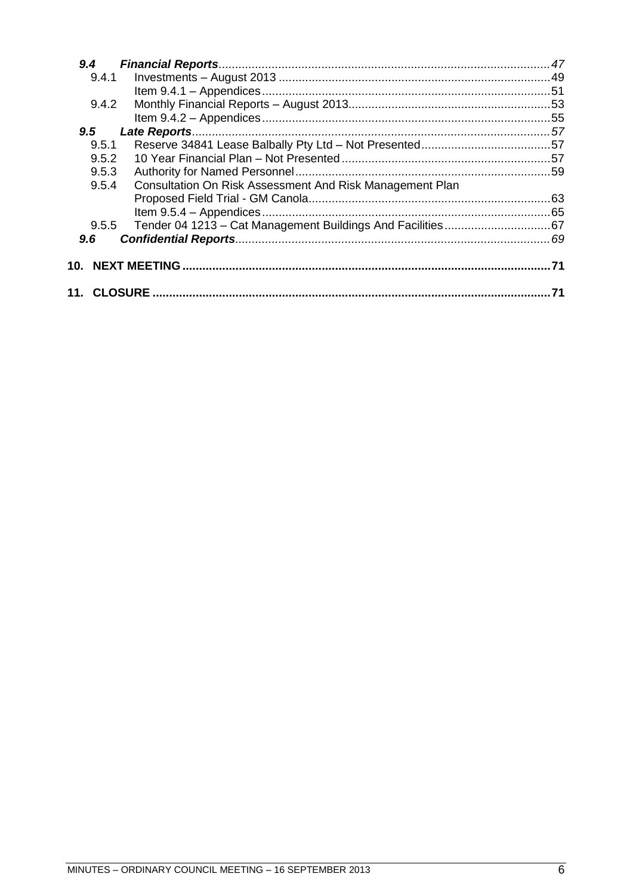*9.4 Financial Reports* ... *47*

9.4.1 Investments – August 2013 ... 49

Item 9.4.1 – Appendices ... 51

9.4.2 Monthly Financial Reports – August 2013 ... 53

Item 9.4.2 – Appendices ... 55

*9.5 Late Reports* ... *57*

9.5.1 Reserve 34841 Lease Balbally Pty Ltd – Not Presented ... 57

9.5.2 10 Year Financial Plan – Not Presented ... 57

9.5.3 Authority for Named Personnel ... 59

9.5.4 Consultation On Risk Assessment And Risk Management Plan Proposed Field Trial - GM Canola ... 63

Item 9.5.4 – Appendices ... 65

9.5.5 Tender 04 1213 – Cat Management Buildings And Facilities ... 67

*9.6 Confidential Reports* ... *69*

**10. NEXT MEETING ... 71**

**11. CLOSURE ... 71**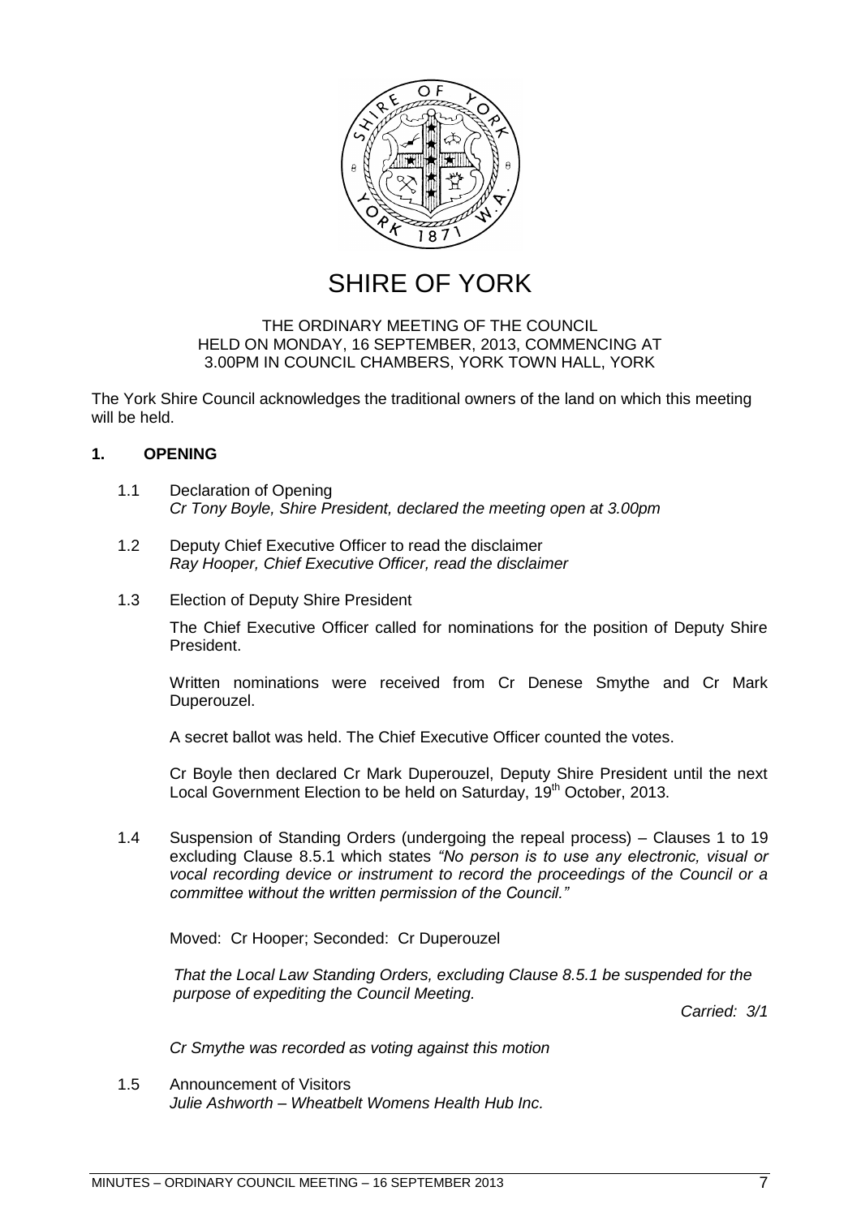# SHIRE OF YORK

THE ORDINARY MEETING OF THE COUNCIL
HELD ON MONDAY, 16 SEPTEMBER, 2013, COMMENCING AT
3.00PM IN COUNCIL CHAMBERS, YORK TOWN HALL, YORK

The York Shire Council acknowledges the traditional owners of the land on which this meeting will be held.

## 1. OPENING

1.1 Declaration of Opening
*Cr Tony Boyle, Shire President, declared the meeting open at 3.00pm*

1.2 Deputy Chief Executive Officer to read the disclaimer
*Ray Hooper, Chief Executive Officer, read the disclaimer*

1.3 Election of Deputy Shire President

The Chief Executive Officer called for nominations for the position of Deputy Shire President.

Written nominations were received from Cr Denese Smythe and Cr Mark Duperouzel.

A secret ballot was held. The Chief Executive Officer counted the votes.

Cr Boyle then declared Cr Mark Duperouzel, Deputy Shire President until the next Local Government Election to be held on Saturday, 19th October, 2013.

1.4 Suspension of Standing Orders (undergoing the repeal process) – Clauses 1 to 19 excluding Clause 8.5.1 which states *"No person is to use any electronic, visual or vocal recording device or instrument to record the proceedings of the Council or a committee without the written permission of the Council."*

Moved: Cr Hooper; Seconded: Cr Duperouzel

*That the Local Law Standing Orders, excluding Clause 8.5.1 be suspended for the purpose of expediting the Council Meeting.*

*Carried: 3/1*

*Cr Smythe was recorded as voting against this motion*

1.5 Announcement of Visitors
*Julie Ashworth – Wheatbelt Womens Health Hub Inc.*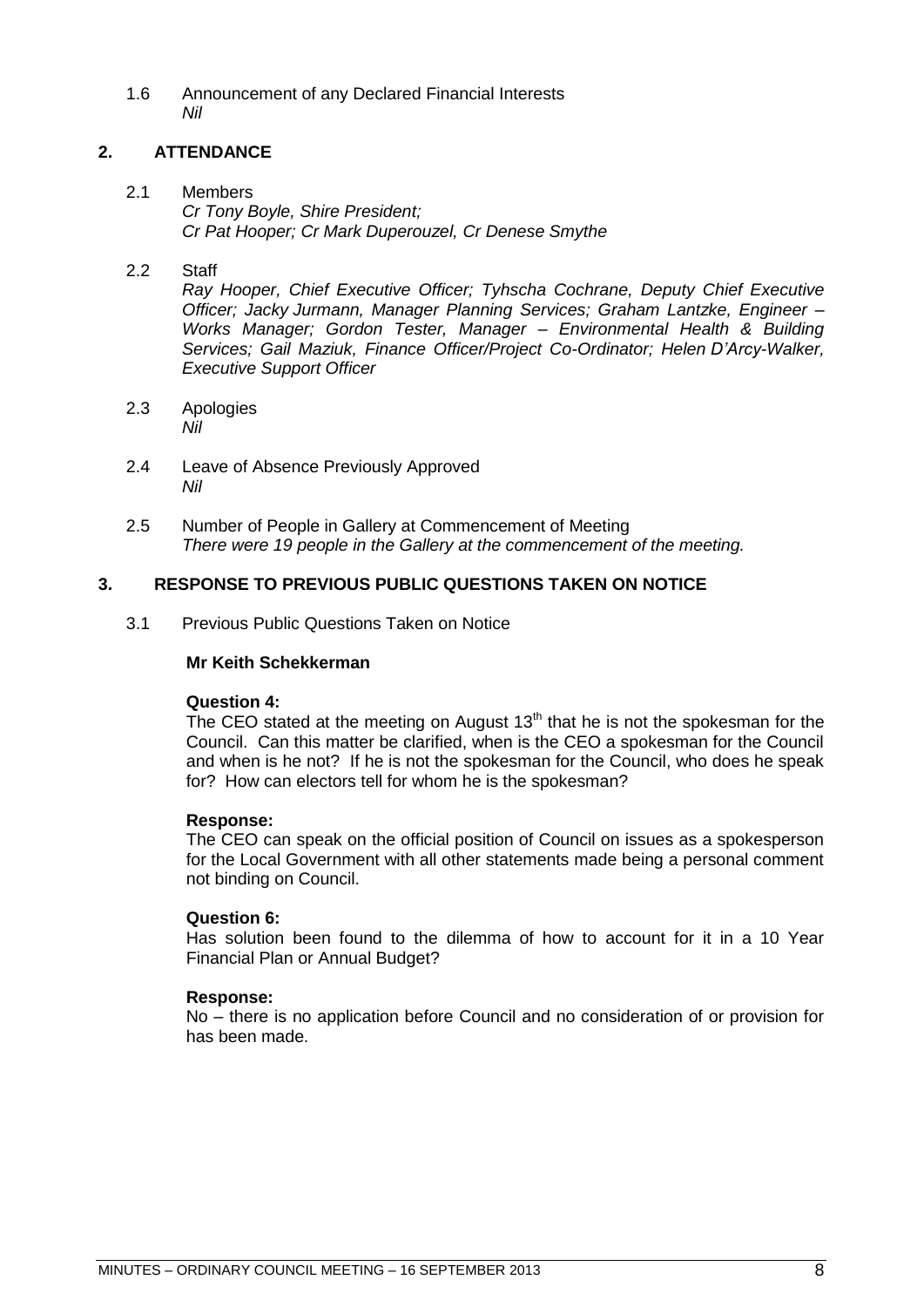1.6 Announcement of any Declared Financial Interests
*Nil*

## 2. ATTENDANCE

2.1 Members
*Cr Tony Boyle, Shire President;*
*Cr Pat Hooper; Cr Mark Duperouzel, Cr Denese Smythe*

2.2 Staff
*Ray Hooper, Chief Executive Officer; Tyhscha Cochrane, Deputy Chief Executive Officer; Jacky Jurmann, Manager Planning Services; Graham Lantzke, Engineer – Works Manager; Gordon Tester, Manager – Environmental Health & Building Services; Gail Maziuk, Finance Officer/Project Co-Ordinator; Helen D'Arcy-Walker, Executive Support Officer*

2.3 Apologies
*Nil*

2.4 Leave of Absence Previously Approved
*Nil*

2.5 Number of People in Gallery at Commencement of Meeting
*There were 19 people in the Gallery at the commencement of the meeting.*

## 3. RESPONSE TO PREVIOUS PUBLIC QUESTIONS TAKEN ON NOTICE

3.1 Previous Public Questions Taken on Notice

**Mr Keith Schekkerman**

**Question 4:**
The CEO stated at the meeting on August 13th that he is not the spokesman for the Council. Can this matter be clarified, when is the CEO a spokesman for the Council and when is he not? If he is not the spokesman for the Council, who does he speak for? How can electors tell for whom he is the spokesman?

**Response:**
The CEO can speak on the official position of Council on issues as a spokesperson for the Local Government with all other statements made being a personal comment not binding on Council.

**Question 6:**
Has solution been found to the dilemma of how to account for it in a 10 Year Financial Plan or Annual Budget?

**Response:**
No – there is no application before Council and no consideration of or provision for has been made.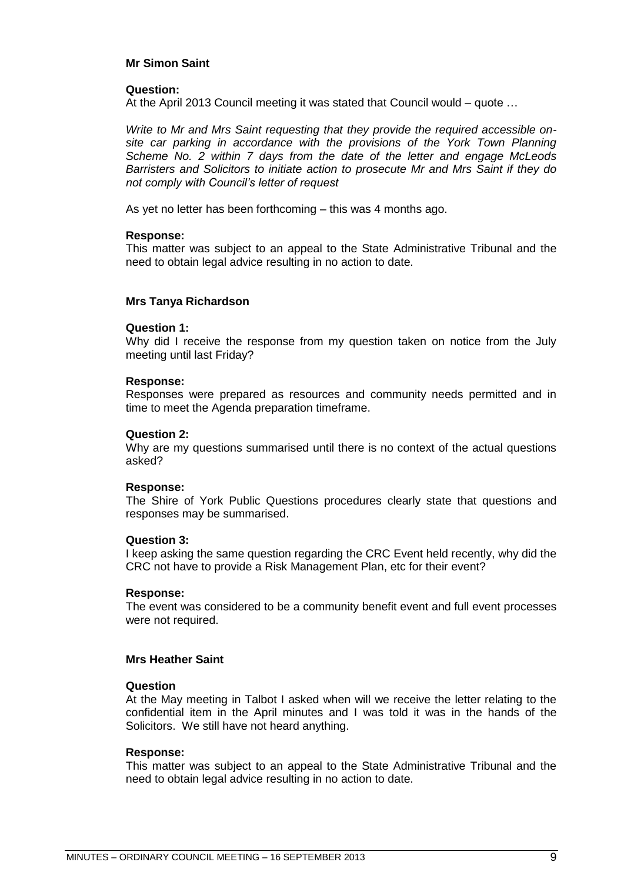**Mr Simon Saint**

**Question:**
At the April 2013 Council meeting it was stated that Council would – quote …

*Write to Mr and Mrs Saint requesting that they provide the required accessible on-site car parking in accordance with the provisions of the York Town Planning Scheme No. 2 within 7 days from the date of the letter and engage McLeods Barristers and Solicitors to initiate action to prosecute Mr and Mrs Saint if they do not comply with Council's letter of request*

As yet no letter has been forthcoming – this was 4 months ago.

**Response:**
This matter was subject to an appeal to the State Administrative Tribunal and the need to obtain legal advice resulting in no action to date.

**Mrs Tanya Richardson**

**Question 1:**
Why did I receive the response from my question taken on notice from the July meeting until last Friday?

**Response:**
Responses were prepared as resources and community needs permitted and in time to meet the Agenda preparation timeframe.

**Question 2:**
Why are my questions summarised until there is no context of the actual questions asked?

**Response:**
The Shire of York Public Questions procedures clearly state that questions and responses may be summarised.

**Question 3:**
I keep asking the same question regarding the CRC Event held recently, why did the CRC not have to provide a Risk Management Plan, etc for their event?

**Response:**
The event was considered to be a community benefit event and full event processes were not required.

**Mrs Heather Saint**

**Question**
At the May meeting in Talbot I asked when will we receive the letter relating to the confidential item in the April minutes and I was told it was in the hands of the Solicitors. We still have not heard anything.

**Response:**
This matter was subject to an appeal to the State Administrative Tribunal and the need to obtain legal advice resulting in no action to date.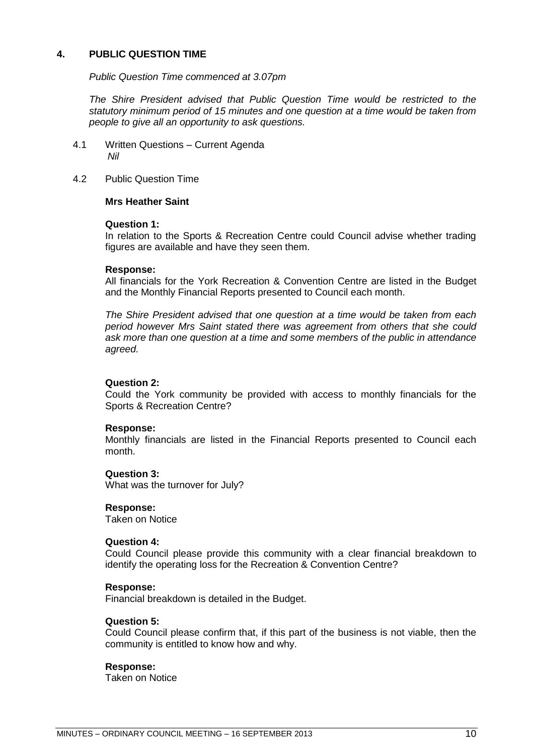## 4. PUBLIC QUESTION TIME

*Public Question Time commenced at 3.07pm*

*The Shire President advised that Public Question Time would be restricted to the statutory minimum period of 15 minutes and one question at a time would be taken from people to give all an opportunity to ask questions.*

4.1 Written Questions – Current Agenda
*Nil*

4.2 Public Question Time

**Mrs Heather Saint**

**Question 1:**
In relation to the Sports & Recreation Centre could Council advise whether trading figures are available and have they seen them.

**Response:**
All financials for the York Recreation & Convention Centre are listed in the Budget and the Monthly Financial Reports presented to Council each month.

*The Shire President advised that one question at a time would be taken from each period however Mrs Saint stated there was agreement from others that she could ask more than one question at a time and some members of the public in attendance agreed.*

**Question 2:**
Could the York community be provided with access to monthly financials for the Sports & Recreation Centre?

**Response:**
Monthly financials are listed in the Financial Reports presented to Council each month.

**Question 3:**
What was the turnover for July?

**Response:**
Taken on Notice

**Question 4:**
Could Council please provide this community with a clear financial breakdown to identify the operating loss for the Recreation & Convention Centre?

**Response:**
Financial breakdown is detailed in the Budget.

**Question 5:**
Could Council please confirm that, if this part of the business is not viable, then the community is entitled to know how and why.

**Response:**
Taken on Notice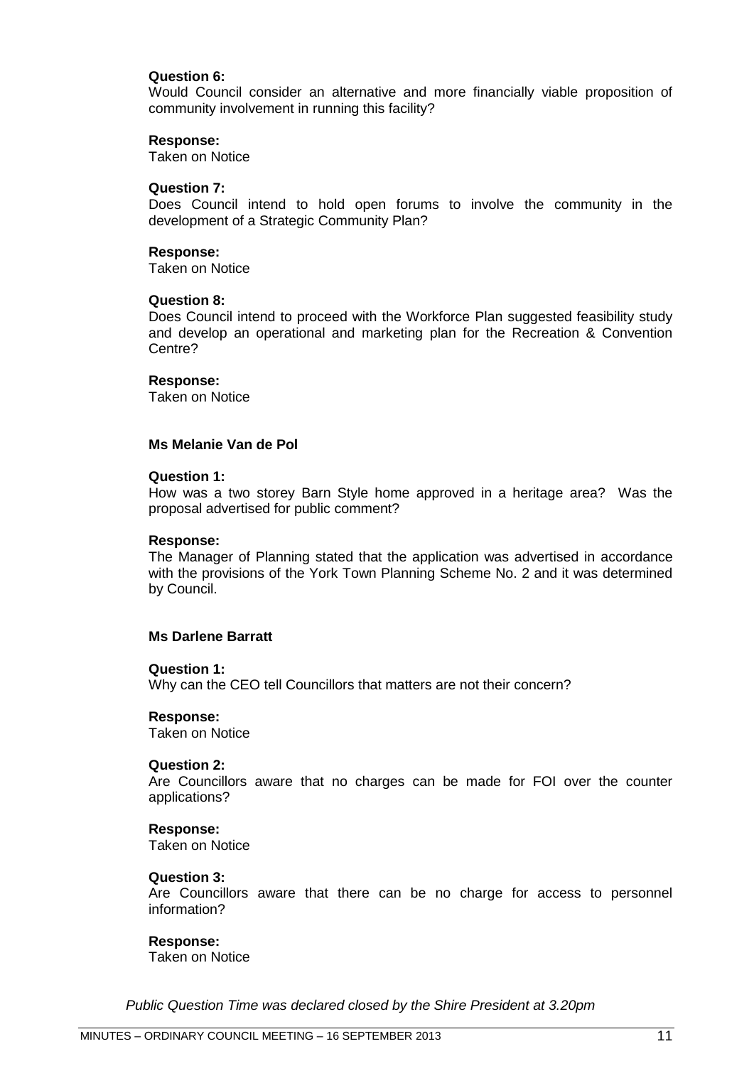**Question 6:**
Would Council consider an alternative and more financially viable proposition of community involvement in running this facility?

**Response:**
Taken on Notice

**Question 7:**
Does Council intend to hold open forums to involve the community in the development of a Strategic Community Plan?

**Response:**
Taken on Notice

**Question 8:**
Does Council intend to proceed with the Workforce Plan suggested feasibility study and develop an operational and marketing plan for the Recreation & Convention Centre?

**Response:**
Taken on Notice

**Ms Melanie Van de Pol**

**Question 1:**
How was a two storey Barn Style home approved in a heritage area? Was the proposal advertised for public comment?

**Response:**
The Manager of Planning stated that the application was advertised in accordance with the provisions of the York Town Planning Scheme No. 2 and it was determined by Council.

**Ms Darlene Barratt**

**Question 1:**
Why can the CEO tell Councillors that matters are not their concern?

**Response:**
Taken on Notice

**Question 2:**
Are Councillors aware that no charges can be made for FOI over the counter applications?

**Response:**
Taken on Notice

**Question 3:**
Are Councillors aware that there can be no charge for access to personnel information?

**Response:**
Taken on Notice

*Public Question Time was declared closed by the Shire President at 3.20pm*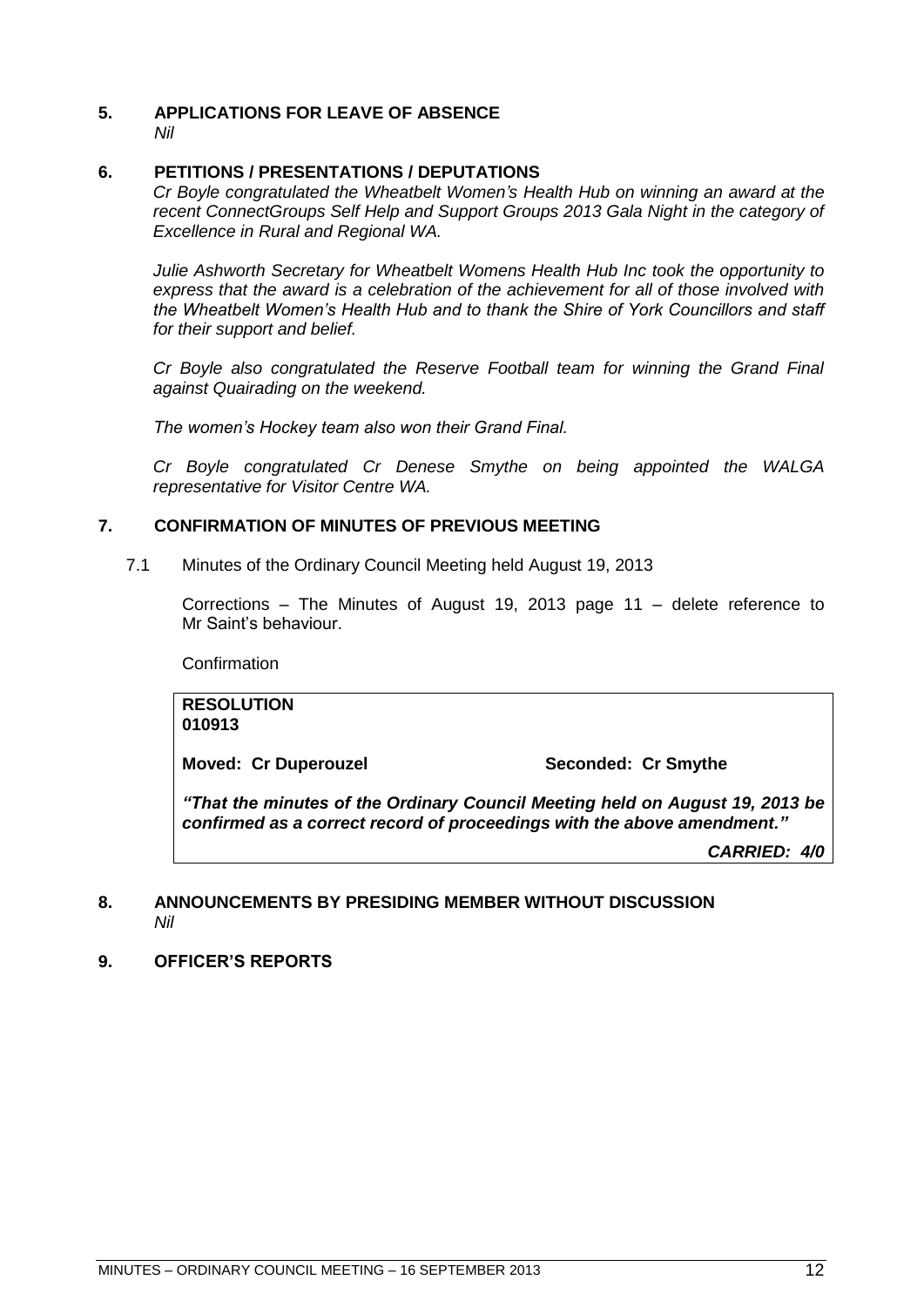## 5. APPLICATIONS FOR LEAVE OF ABSENCE

*Nil*

## 6. PETITIONS / PRESENTATIONS / DEPUTATIONS

*Cr Boyle congratulated the Wheatbelt Women's Health Hub on winning an award at the recent ConnectGroups Self Help and Support Groups 2013 Gala Night in the category of Excellence in Rural and Regional WA.*

*Julie Ashworth Secretary for Wheatbelt Womens Health Hub Inc took the opportunity to express that the award is a celebration of the achievement for all of those involved with the Wheatbelt Women's Health Hub and to thank the Shire of York Councillors and staff for their support and belief.*

*Cr Boyle also congratulated the Reserve Football team for winning the Grand Final against Quairading on the weekend.*

*The women's Hockey team also won their Grand Final.*

*Cr Boyle congratulated Cr Denese Smythe on being appointed the WALGA representative for Visitor Centre WA.*

## 7. CONFIRMATION OF MINUTES OF PREVIOUS MEETING

7.1 Minutes of the Ordinary Council Meeting held August 19, 2013

Corrections – The Minutes of August 19, 2013 page 11 – delete reference to Mr Saint's behaviour.

Confirmation

**RESOLUTION**
**010913**

**Moved: Cr Duperouzel** **Seconded: Cr Smythe**

***"That the minutes of the Ordinary Council Meeting held on August 19, 2013 be confirmed as a correct record of proceedings with the above amendment."***

***CARRIED: 4/0***

## 8. ANNOUNCEMENTS BY PRESIDING MEMBER WITHOUT DISCUSSION

*Nil*

## 9. OFFICER'S REPORTS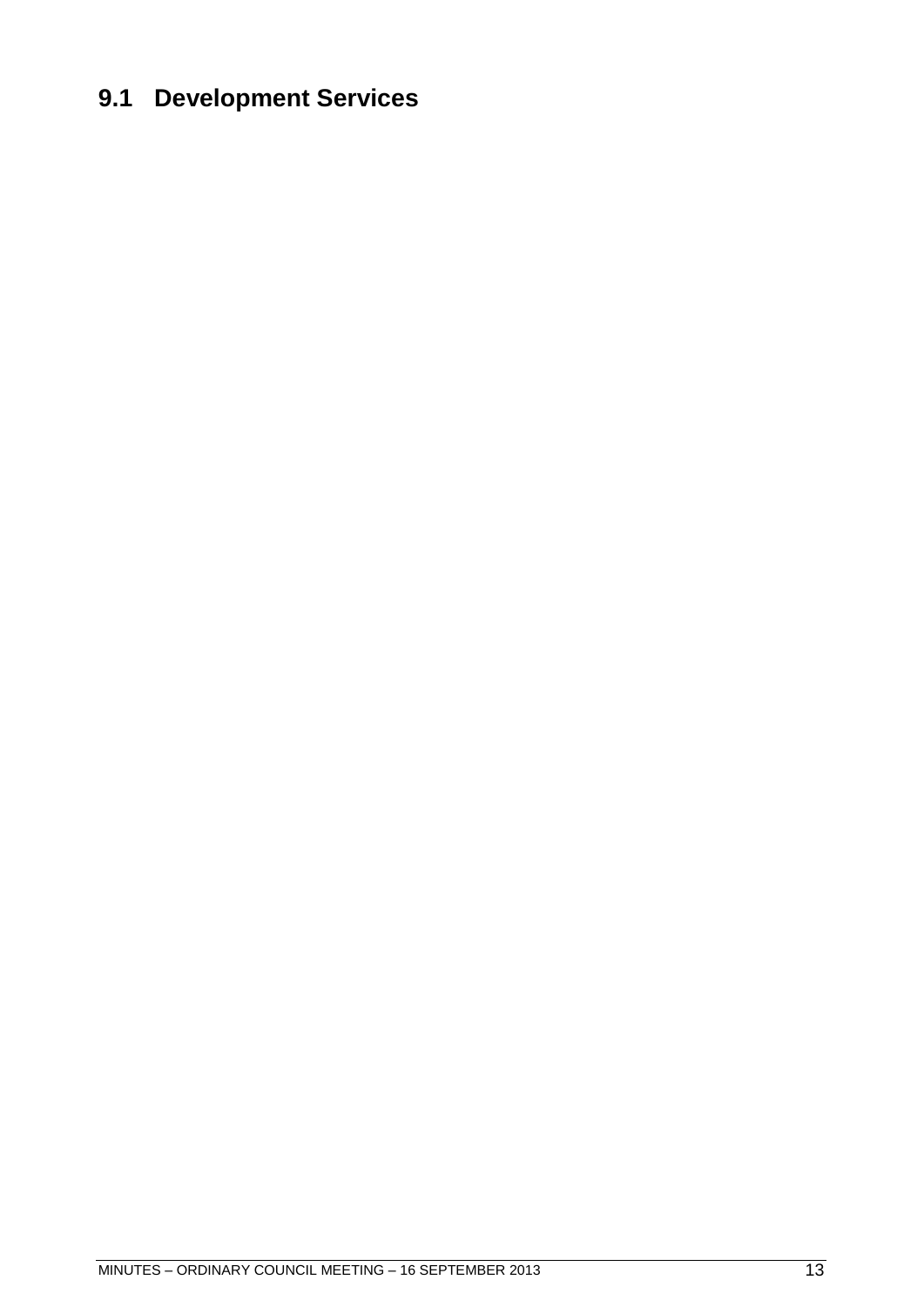# 9.1 Development Services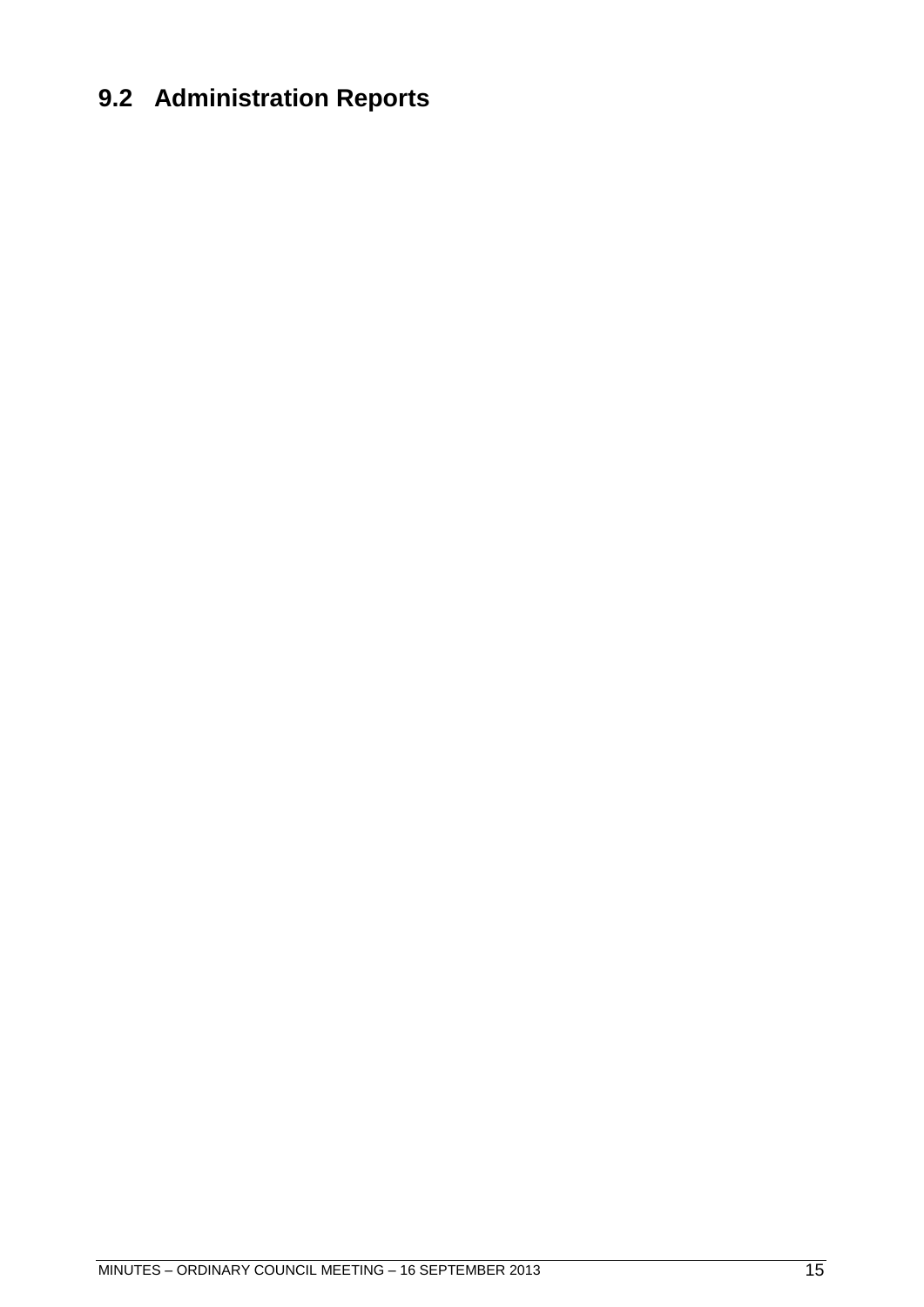## 9.2 Administration Reports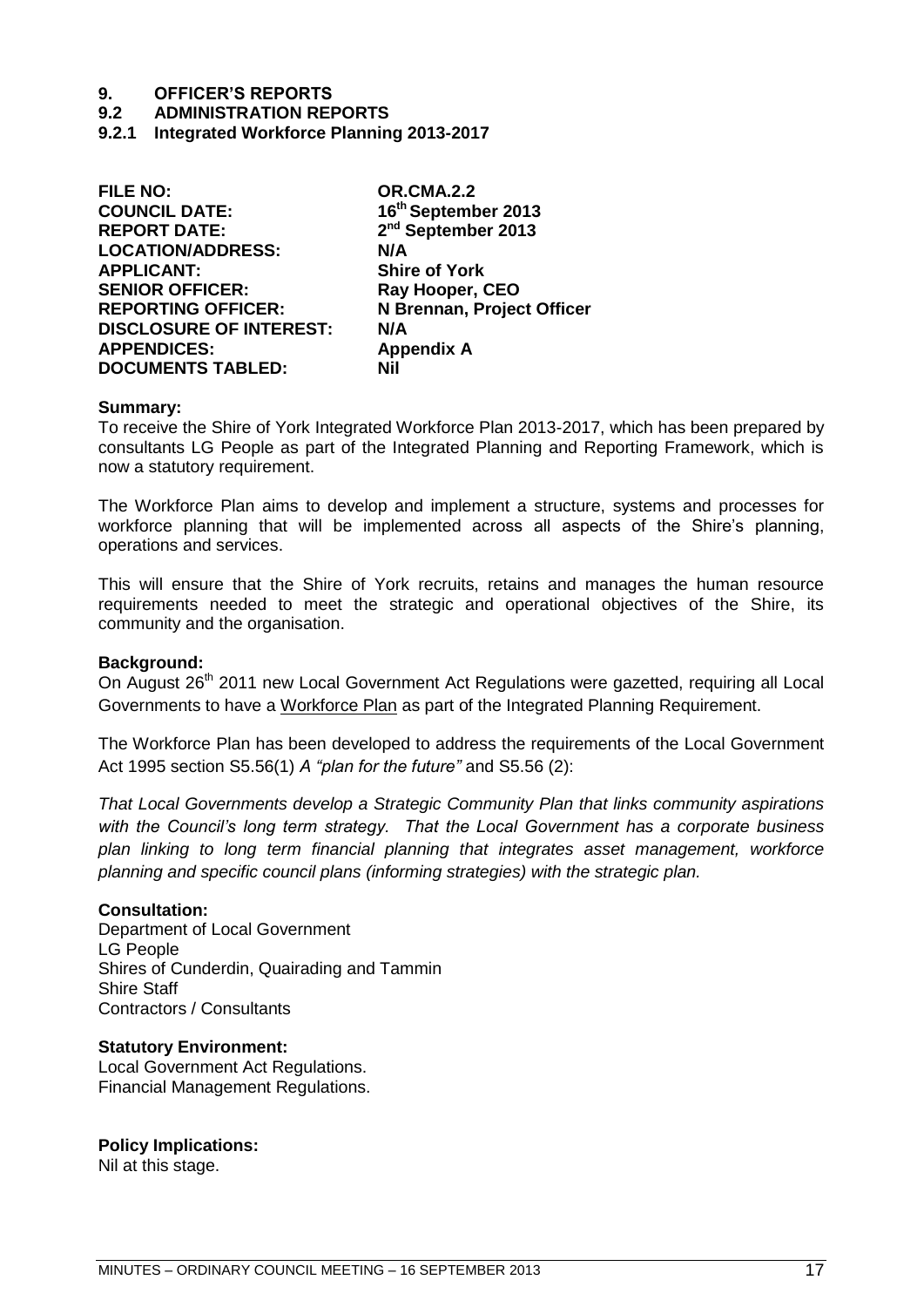# 9. OFFICER'S REPORTS

## 9.2 ADMINISTRATION REPORTS

### 9.2.1 Integrated Workforce Planning 2013-2017

| | |
|---|---|
| **FILE NO:** | **OR.CMA.2.2** |
| **COUNCIL DATE:** | **16th September 2013** |
| **REPORT DATE:** | **2nd September 2013** |
| **LOCATION/ADDRESS:** | **N/A** |
| **APPLICANT:** | **Shire of York** |
| **SENIOR OFFICER:** | **Ray Hooper, CEO** |
| **REPORTING OFFICER:** | **N Brennan, Project Officer** |
| **DISCLOSURE OF INTEREST:** | **N/A** |
| **APPENDICES:** | **Appendix A** |
| **DOCUMENTS TABLED:** | **Nil** |

**Summary:**

To receive the Shire of York Integrated Workforce Plan 2013-2017, which has been prepared by consultants LG People as part of the Integrated Planning and Reporting Framework, which is now a statutory requirement.

The Workforce Plan aims to develop and implement a structure, systems and processes for workforce planning that will be implemented across all aspects of the Shire's planning, operations and services.

This will ensure that the Shire of York recruits, retains and manages the human resource requirements needed to meet the strategic and operational objectives of the Shire, its community and the organisation.

**Background:**

On August 26th 2011 new Local Government Act Regulations were gazetted, requiring all Local Governments to have a Workforce Plan as part of the Integrated Planning Requirement.

The Workforce Plan has been developed to address the requirements of the Local Government Act 1995 section S5.56(1) *A "plan for the future"* and S5.56 (2):

*That Local Governments develop a Strategic Community Plan that links community aspirations with the Council's long term strategy. That the Local Government has a corporate business plan linking to long term financial planning that integrates asset management, workforce planning and specific council plans (informing strategies) with the strategic plan.*

**Consultation:**

Department of Local Government
LG People
Shires of Cunderdin, Quairading and Tammin
Shire Staff
Contractors / Consultants

**Statutory Environment:**

Local Government Act Regulations.
Financial Management Regulations.

**Policy Implications:**

Nil at this stage.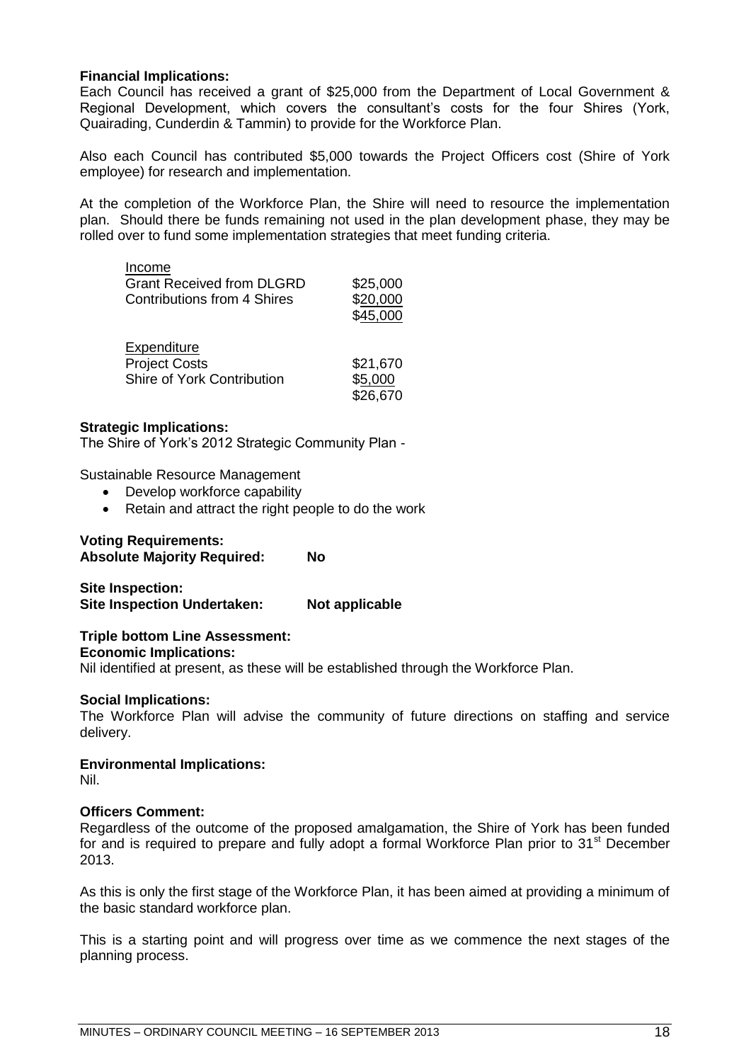**Financial Implications:**
Each Council has received a grant of $25,000 from the Department of Local Government & Regional Development, which covers the consultant's costs for the four Shires (York, Quairading, Cunderdin & Tammin) to provide for the Workforce Plan.

Also each Council has contributed $5,000 towards the Project Officers cost (Shire of York employee) for research and implementation.

At the completion of the Workforce Plan, the Shire will need to resource the implementation plan. Should there be funds remaining not used in the plan development phase, they may be rolled over to fund some implementation strategies that meet funding criteria.

| Income | |
|---|---|
| Grant Received from DLGRD | $25,000 |
| Contributions from 4 Shires | $20,000 |
| | $45,000 |

| Expenditure | |
|---|---|
| Project Costs | $21,670 |
| Shire of York Contribution | $5,000 |
| | $26,670 |

**Strategic Implications:**
The Shire of York's 2012 Strategic Community Plan -

Sustainable Resource Management

- Develop workforce capability
- Retain and attract the right people to do the work

**Voting Requirements:**
**Absolute Majority Required: No**

**Site Inspection:**
**Site Inspection Undertaken: Not applicable**

**Triple bottom Line Assessment:**
**Economic Implications:**
Nil identified at present, as these will be established through the Workforce Plan.

**Social Implications:**
The Workforce Plan will advise the community of future directions on staffing and service delivery.

**Environmental Implications:**
Nil.

**Officers Comment:**
Regardless of the outcome of the proposed amalgamation, the Shire of York has been funded for and is required to prepare and fully adopt a formal Workforce Plan prior to 31st December 2013.

As this is only the first stage of the Workforce Plan, it has been aimed at providing a minimum of the basic standard workforce plan.

This is a starting point and will progress over time as we commence the next stages of the planning process.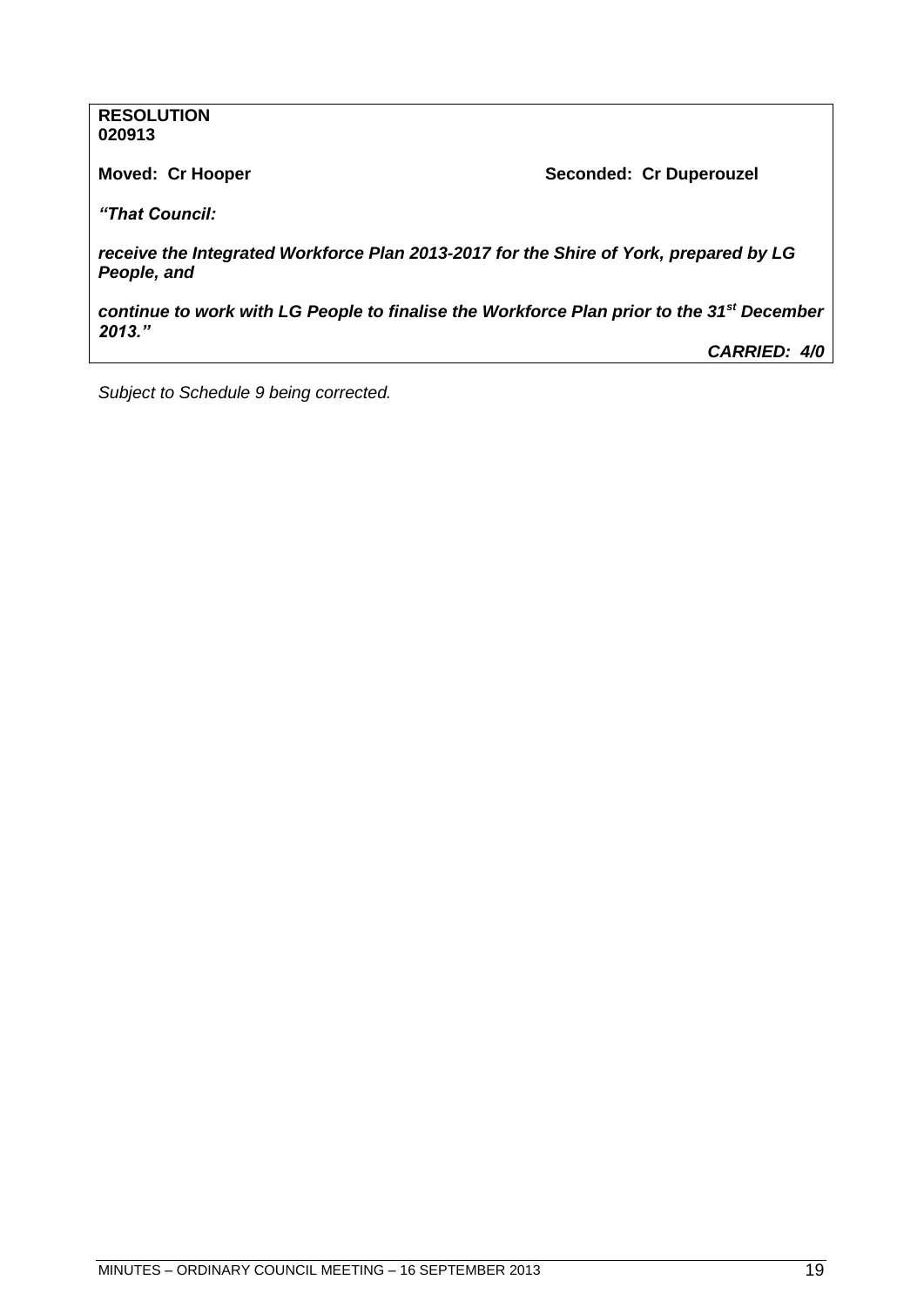**RESOLUTION**
**020913**

**Moved: Cr Hooper** **Seconded: Cr Duperouzel**

***"That Council:***

***receive the Integrated Workforce Plan 2013-2017 for the Shire of York, prepared by LG People, and***

***continue to work with LG People to finalise the Workforce Plan prior to the 31st December 2013."***

***CARRIED: 4/0***

*Subject to Schedule 9 being corrected.*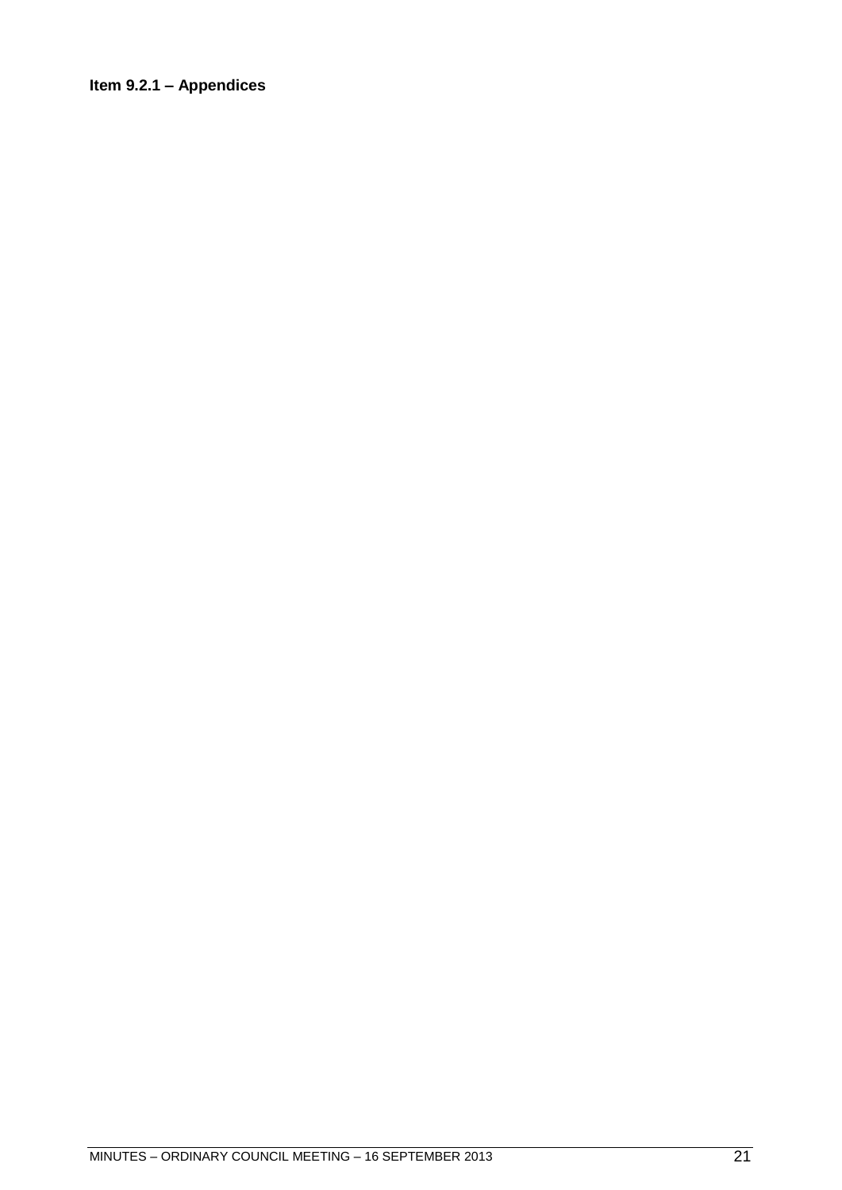**Item 9.2.1 – Appendices**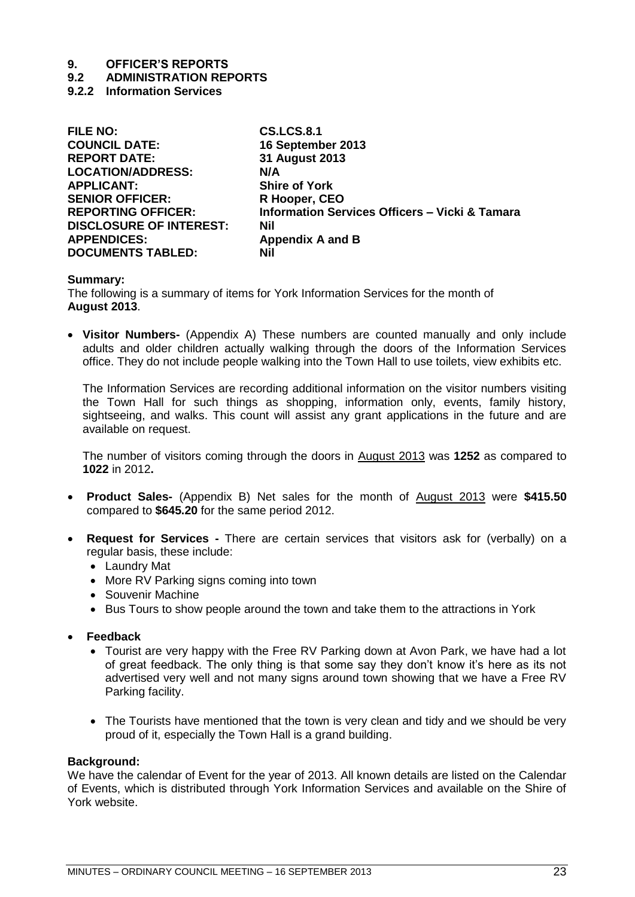# 9. OFFICER'S REPORTS

## 9.2 ADMINISTRATION REPORTS

### 9.2.2 Information Services

| | |
|---|---|
| **FILE NO:** | **CS.LCS.8.1** |
| **COUNCIL DATE:** | **16 September 2013** |
| **REPORT DATE:** | **31 August 2013** |
| **LOCATION/ADDRESS:** | **N/A** |
| **APPLICANT:** | **Shire of York** |
| **SENIOR OFFICER:** | **R Hooper, CEO** |
| **REPORTING OFFICER:** | **Information Services Officers – Vicki & Tamara** |
| **DISCLOSURE OF INTEREST:** | **Nil** |
| **APPENDICES:** | **Appendix A and B** |
| **DOCUMENTS TABLED:** | **Nil** |

**Summary:**

The following is a summary of items for York Information Services for the month of **August 2013**.

- **Visitor Numbers-** (Appendix A) These numbers are counted manually and only include adults and older children actually walking through the doors of the Information Services office. They do not include people walking into the Town Hall to use toilets, view exhibits etc.

  The Information Services are recording additional information on the visitor numbers visiting the Town Hall for such things as shopping, information only, events, family history, sightseeing, and walks. This count will assist any grant applications in the future and are available on request.

  The number of visitors coming through the doors in August 2013 was **1252** as compared to **1022** in 2012**.**

- **Product Sales-** (Appendix B) Net sales for the month of August 2013 were **$415.50** compared to **$645.20** for the same period 2012.

- **Request for Services -** There are certain services that visitors ask for (verbally) on a regular basis, these include:
  - Laundry Mat
  - More RV Parking signs coming into town
  - Souvenir Machine
  - Bus Tours to show people around the town and take them to the attractions in York

- **Feedback**
  - Tourist are very happy with the Free RV Parking down at Avon Park, we have had a lot of great feedback. The only thing is that some say they don't know it's here as its not advertised very well and not many signs around town showing that we have a Free RV Parking facility.
  - The Tourists have mentioned that the town is very clean and tidy and we should be very proud of it, especially the Town Hall is a grand building.

**Background:**

We have the calendar of Event for the year of 2013. All known details are listed on the Calendar of Events, which is distributed through York Information Services and available on the Shire of York website.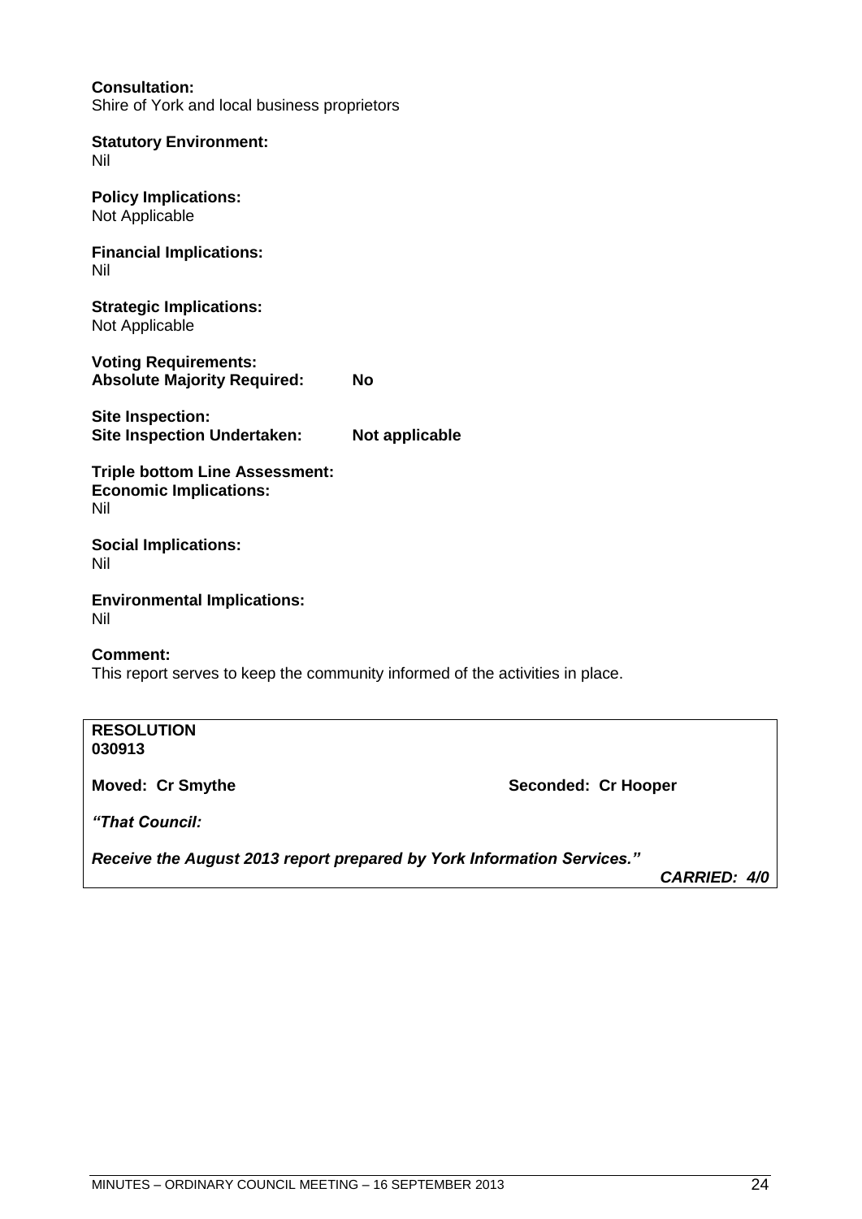**Consultation:**
Shire of York and local business proprietors

**Statutory Environment:**
Nil

**Policy Implications:**
Not Applicable

**Financial Implications:**
Nil

**Strategic Implications:**
Not Applicable

**Voting Requirements:**
**Absolute Majority Required: No**

**Site Inspection:**
**Site Inspection Undertaken: Not applicable**

**Triple bottom Line Assessment:**
**Economic Implications:**
Nil

**Social Implications:**
Nil

**Environmental Implications:**
Nil

**Comment:**
This report serves to keep the community informed of the activities in place.

**RESOLUTION**
**030913**

**Moved: Cr Smythe** **Seconded: Cr Hooper**

***"That Council:***

***Receive the August 2013 report prepared by York Information Services."***

***CARRIED: 4/0***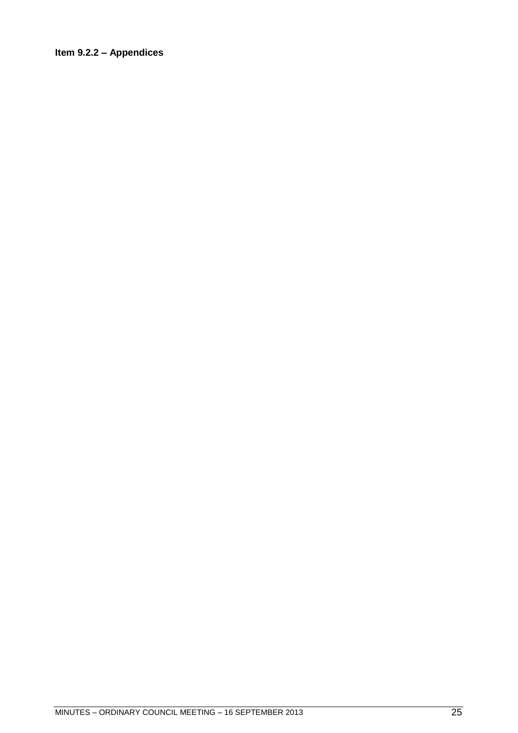**Item 9.2.2 – Appendices**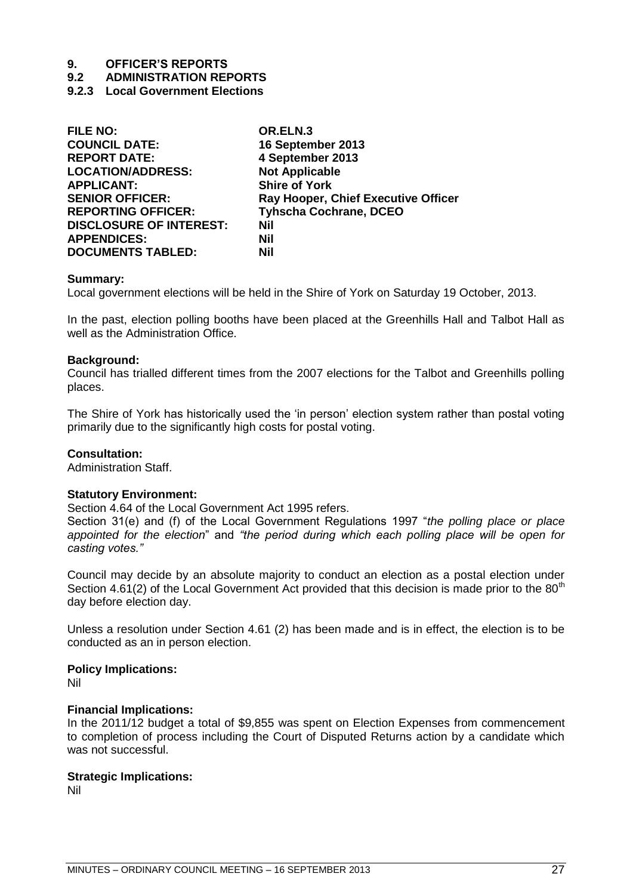# 9. OFFICER'S REPORTS

## 9.2 ADMINISTRATION REPORTS

### 9.2.3 Local Government Elections

| | |
|---|---|
| **FILE NO:** | **OR.ELN.3** |
| **COUNCIL DATE:** | **16 September 2013** |
| **REPORT DATE:** | **4 September 2013** |
| **LOCATION/ADDRESS:** | **Not Applicable** |
| **APPLICANT:** | **Shire of York** |
| **SENIOR OFFICER:** | **Ray Hooper, Chief Executive Officer** |
| **REPORTING OFFICER:** | **Tyhscha Cochrane, DCEO** |
| **DISCLOSURE OF INTEREST:** | **Nil** |
| **APPENDICES:** | **Nil** |
| **DOCUMENTS TABLED:** | **Nil** |

**Summary:**

Local government elections will be held in the Shire of York on Saturday 19 October, 2013.

In the past, election polling booths have been placed at the Greenhills Hall and Talbot Hall as well as the Administration Office.

**Background:**

Council has trialled different times from the 2007 elections for the Talbot and Greenhills polling places.

The Shire of York has historically used the 'in person' election system rather than postal voting primarily due to the significantly high costs for postal voting.

**Consultation:**

Administration Staff.

**Statutory Environment:**

Section 4.64 of the Local Government Act 1995 refers.

Section 31(e) and (f) of the Local Government Regulations 1997 "*the polling place or place appointed for the election*" and *"the period during which each polling place will be open for casting votes."*

Council may decide by an absolute majority to conduct an election as a postal election under Section 4.61(2) of the Local Government Act provided that this decision is made prior to the 80th day before election day.

Unless a resolution under Section 4.61 (2) has been made and is in effect, the election is to be conducted as an in person election.

**Policy Implications:**

Nil

**Financial Implications:**

In the 2011/12 budget a total of $9,855 was spent on Election Expenses from commencement to completion of process including the Court of Disputed Returns action by a candidate which was not successful.

**Strategic Implications:**

Nil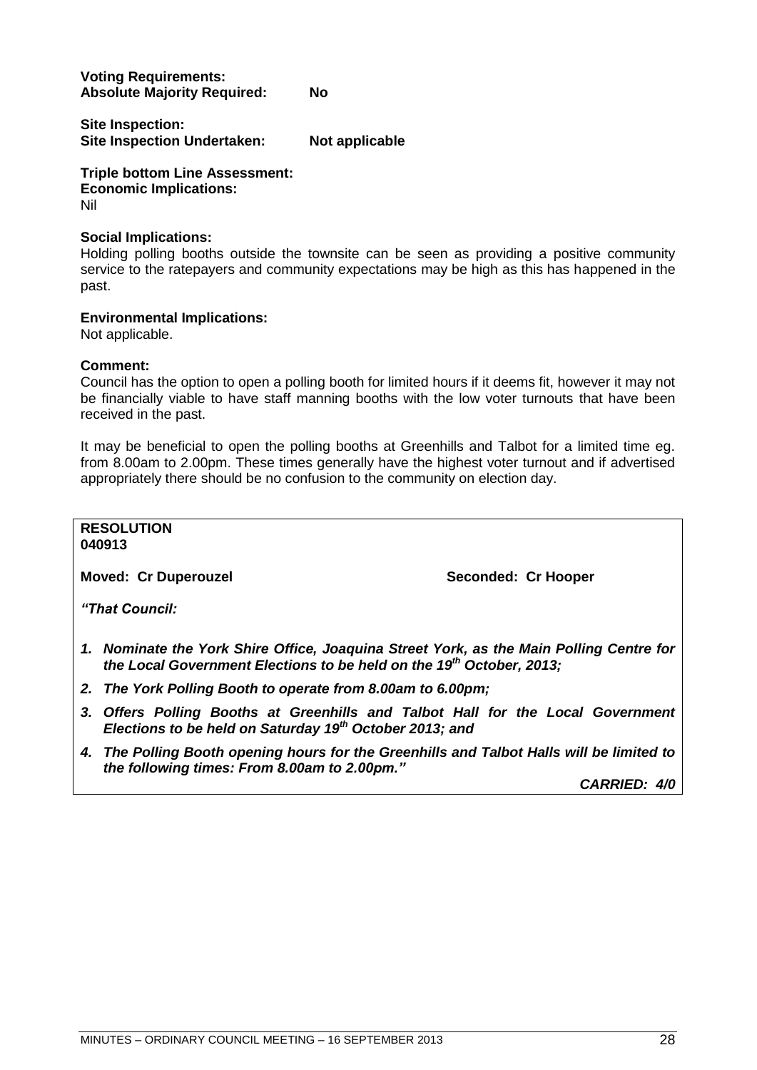**Voting Requirements:**
**Absolute Majority Required:** **No**

**Site Inspection:**
**Site Inspection Undertaken:** **Not applicable**

**Triple bottom Line Assessment:**
**Economic Implications:**
Nil

**Social Implications:**
Holding polling booths outside the townsite can be seen as providing a positive community service to the ratepayers and community expectations may be high as this has happened in the past.

**Environmental Implications:**
Not applicable.

**Comment:**
Council has the option to open a polling booth for limited hours if it deems fit, however it may not be financially viable to have staff manning booths with the low voter turnouts that have been received in the past.

It may be beneficial to open the polling booths at Greenhills and Talbot for a limited time eg. from 8.00am to 2.00pm. These times generally have the highest voter turnout and if advertised appropriately there should be no confusion to the community on election day.

**RESOLUTION**
**040913**

**Moved: Cr Duperouzel** **Seconded: Cr Hooper**

***"That Council:***

1. ***Nominate the York Shire Office, Joaquina Street York, as the Main Polling Centre for the Local Government Elections to be held on the 19th October, 2013;***
2. ***The York Polling Booth to operate from 8.00am to 6.00pm;***
3. ***Offers Polling Booths at Greenhills and Talbot Hall for the Local Government Elections to be held on Saturday 19th October 2013; and***
4. ***The Polling Booth opening hours for the Greenhills and Talbot Halls will be limited to the following times: From 8.00am to 2.00pm."***

***CARRIED: 4/0***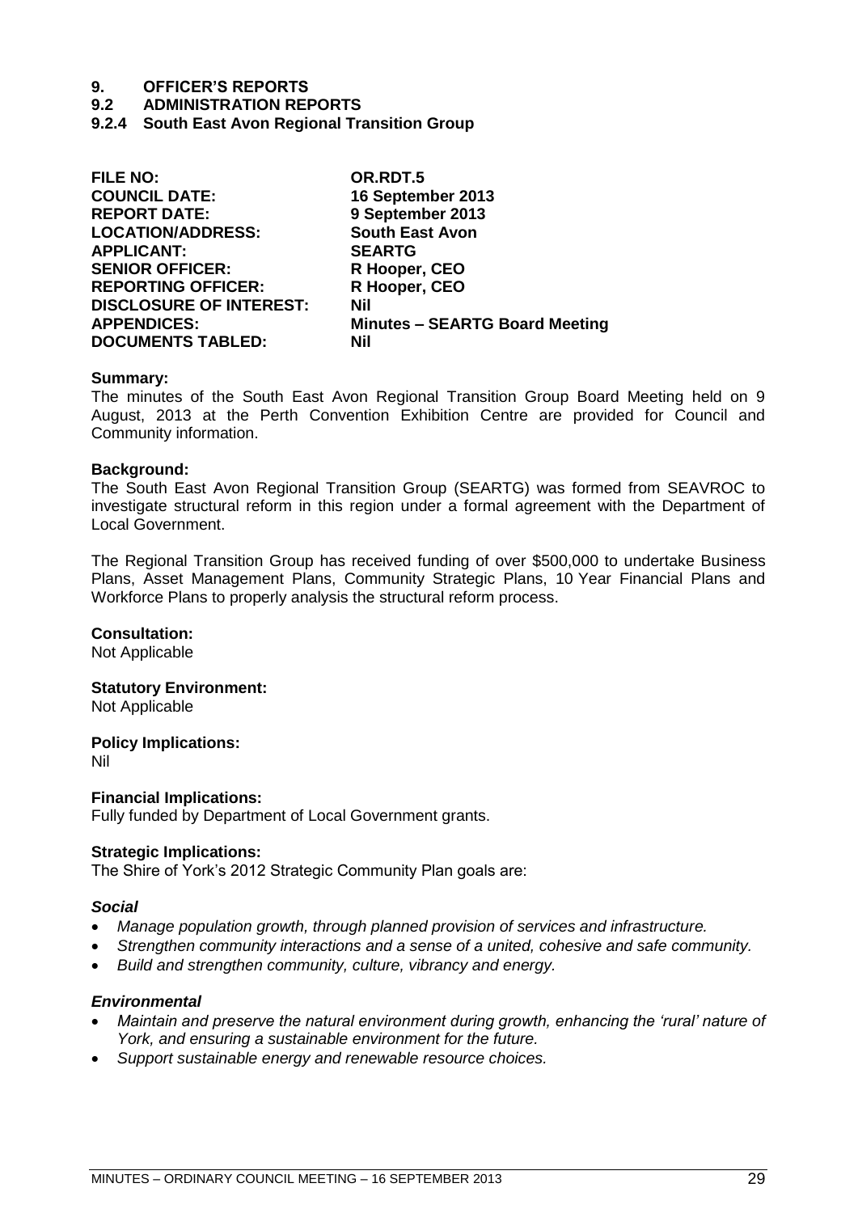# 9. OFFICER'S REPORTS

## 9.2 ADMINISTRATION REPORTS

### 9.2.4 South East Avon Regional Transition Group

| | |
|---|---|
| **FILE NO:** | **OR.RDT.5** |
| **COUNCIL DATE:** | **16 September 2013** |
| **REPORT DATE:** | **9 September 2013** |
| **LOCATION/ADDRESS:** | **South East Avon** |
| **APPLICANT:** | **SEARTG** |
| **SENIOR OFFICER:** | **R Hooper, CEO** |
| **REPORTING OFFICER:** | **R Hooper, CEO** |
| **DISCLOSURE OF INTEREST:** | **Nil** |
| **APPENDICES:** | **Minutes – SEARTG Board Meeting** |
| **DOCUMENTS TABLED:** | **Nil** |

**Summary:**
The minutes of the South East Avon Regional Transition Group Board Meeting held on 9 August, 2013 at the Perth Convention Exhibition Centre are provided for Council and Community information.

**Background:**
The South East Avon Regional Transition Group (SEARTG) was formed from SEAVROC to investigate structural reform in this region under a formal agreement with the Department of Local Government.

The Regional Transition Group has received funding of over $500,000 to undertake Business Plans, Asset Management Plans, Community Strategic Plans, 10 Year Financial Plans and Workforce Plans to properly analysis the structural reform process.

**Consultation:**
Not Applicable

**Statutory Environment:**
Not Applicable

**Policy Implications:**
Nil

**Financial Implications:**
Fully funded by Department of Local Government grants.

**Strategic Implications:**
The Shire of York's 2012 Strategic Community Plan goals are:

***Social***

- *Manage population growth, through planned provision of services and infrastructure.*
- *Strengthen community interactions and a sense of a united, cohesive and safe community.*
- *Build and strengthen community, culture, vibrancy and energy.*

***Environmental***

- *Maintain and preserve the natural environment during growth, enhancing the 'rural' nature of York, and ensuring a sustainable environment for the future.*
- *Support sustainable energy and renewable resource choices.*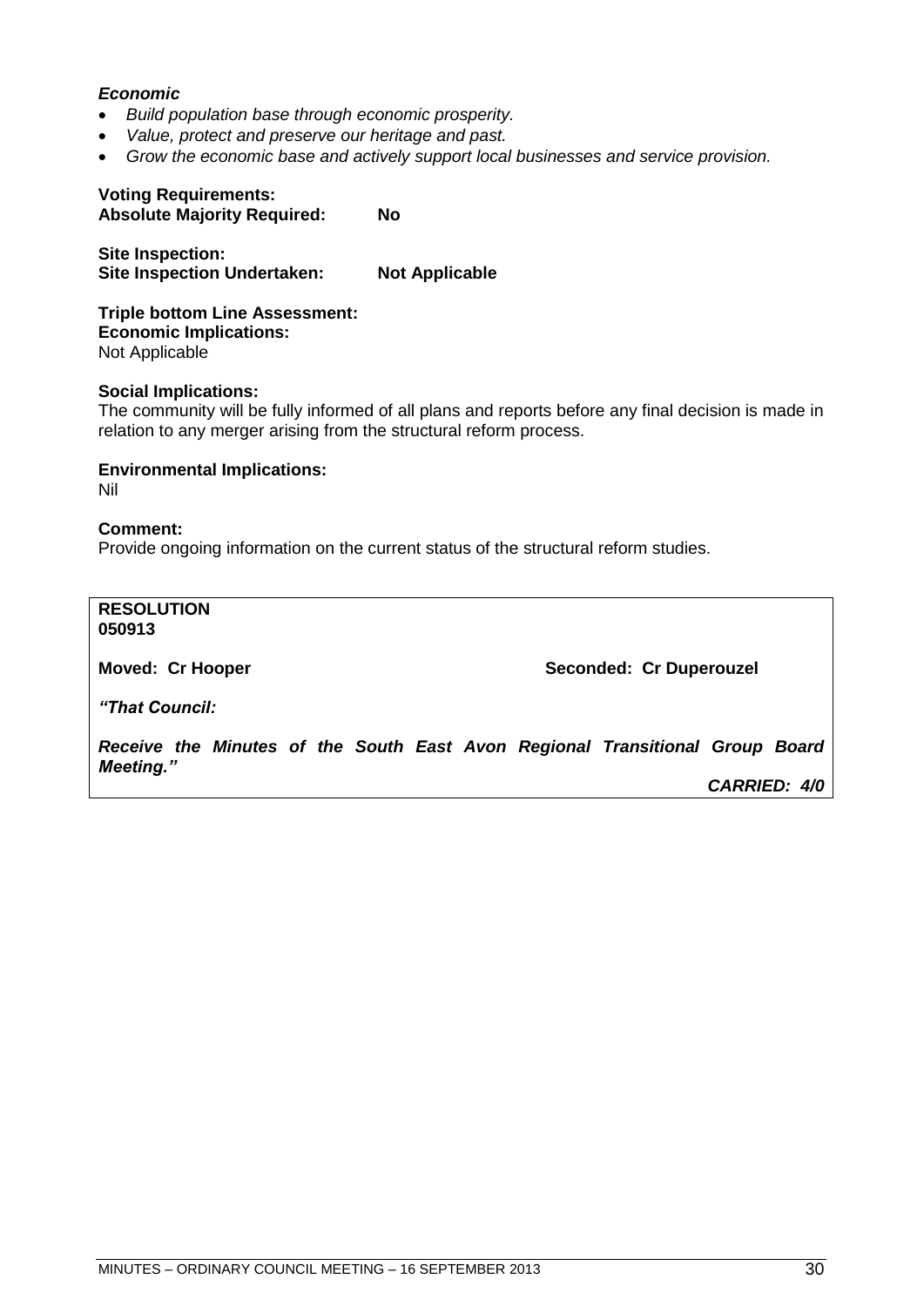***Economic***

- *Build population base through economic prosperity.*
- *Value, protect and preserve our heritage and past.*
- *Grow the economic base and actively support local businesses and service provision.*

**Voting Requirements:**
**Absolute Majority Required: No**

**Site Inspection:**
**Site Inspection Undertaken: Not Applicable**

**Triple bottom Line Assessment:**
**Economic Implications:**
Not Applicable

**Social Implications:**
The community will be fully informed of all plans and reports before any final decision is made in relation to any merger arising from the structural reform process.

**Environmental Implications:**
Nil

**Comment:**
Provide ongoing information on the current status of the structural reform studies.

**RESOLUTION**
**050913**

**Moved: Cr Hooper** **Seconded: Cr Duperouzel**

***"That Council:***

***Receive the Minutes of the South East Avon Regional Transitional Group Board Meeting."***

***CARRIED: 4/0***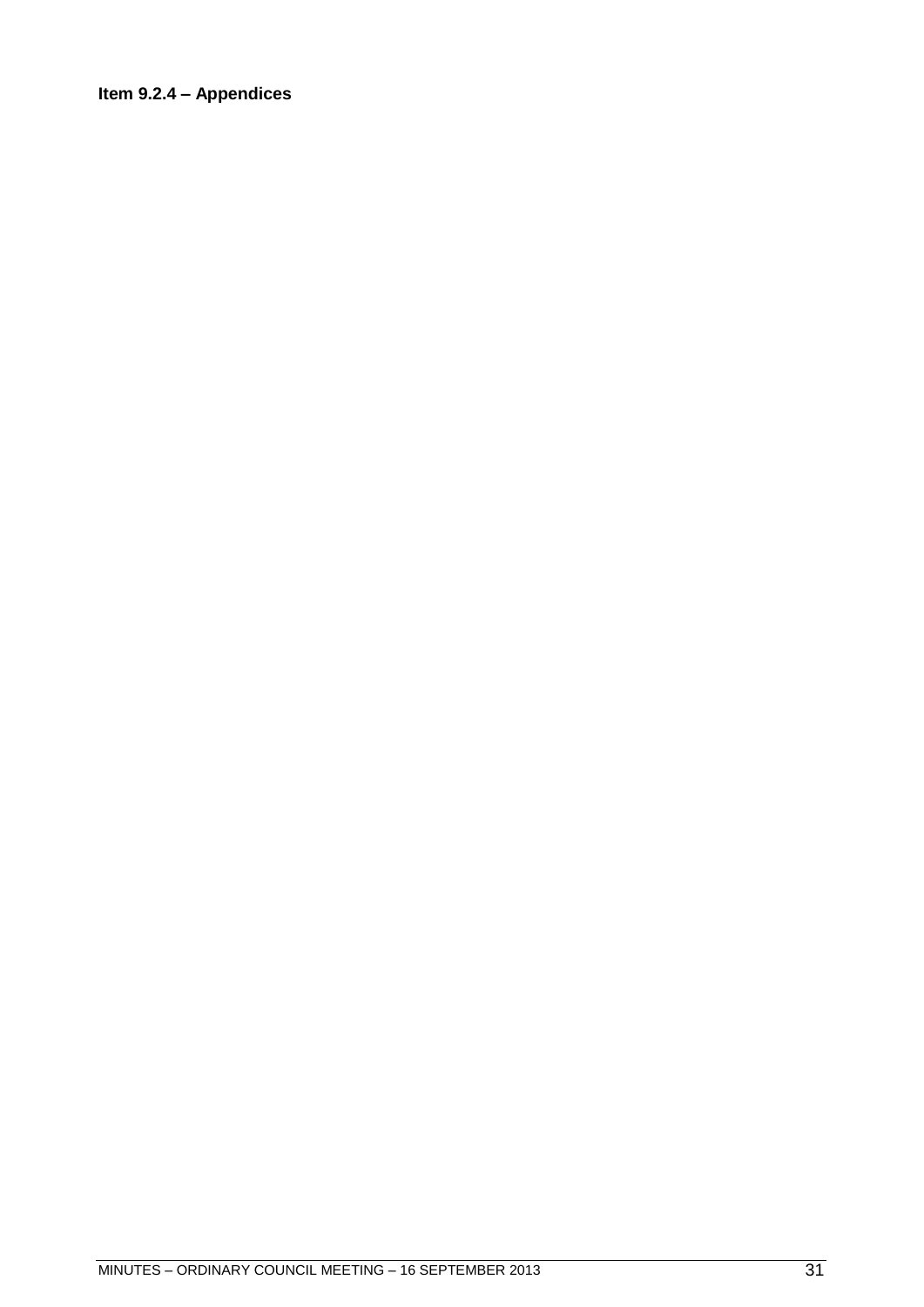**Item 9.2.4 – Appendices**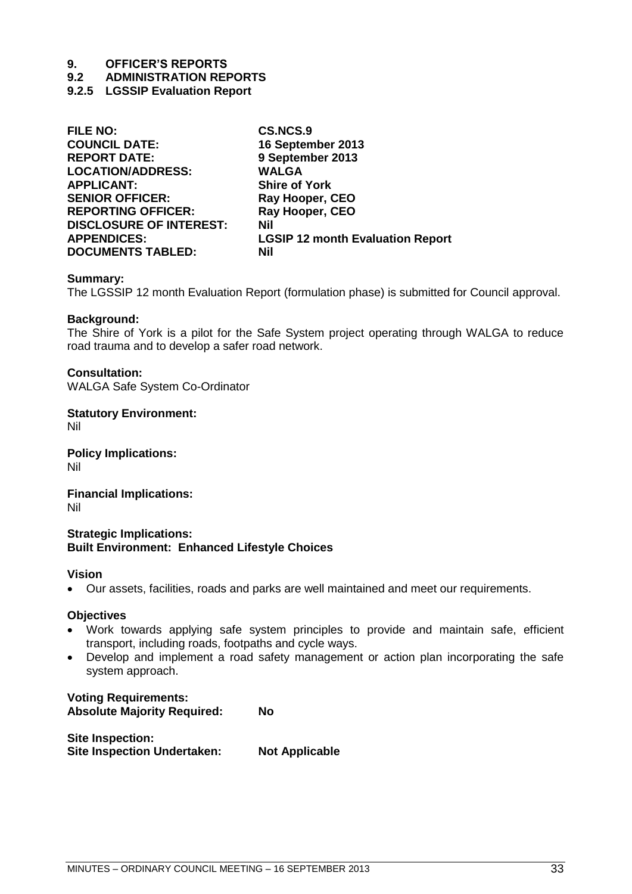# 9. OFFICER'S REPORTS

## 9.2 ADMINISTRATION REPORTS

### 9.2.5 LGSSIP Evaluation Report

| | |
|---|---|
| **FILE NO:** | **CS.NCS.9** |
| **COUNCIL DATE:** | **16 September 2013** |
| **REPORT DATE:** | **9 September 2013** |
| **LOCATION/ADDRESS:** | **WALGA** |
| **APPLICANT:** | **Shire of York** |
| **SENIOR OFFICER:** | **Ray Hooper, CEO** |
| **REPORTING OFFICER:** | **Ray Hooper, CEO** |
| **DISCLOSURE OF INTEREST:** | **Nil** |
| **APPENDICES:** | **LGSIP 12 month Evaluation Report** |
| **DOCUMENTS TABLED:** | **Nil** |

**Summary:**
The LGSSIP 12 month Evaluation Report (formulation phase) is submitted for Council approval.

**Background:**
The Shire of York is a pilot for the Safe System project operating through WALGA to reduce road trauma and to develop a safer road network.

**Consultation:**
WALGA Safe System Co-Ordinator

**Statutory Environment:**
Nil

**Policy Implications:**
Nil

**Financial Implications:**
Nil

**Strategic Implications:**
**Built Environment: Enhanced Lifestyle Choices**

**Vision**

- Our assets, facilities, roads and parks are well maintained and meet our requirements.

**Objectives**

- Work towards applying safe system principles to provide and maintain safe, efficient transport, including roads, footpaths and cycle ways.
- Develop and implement a road safety management or action plan incorporating the safe system approach.

**Voting Requirements:**
**Absolute Majority Required: No**

**Site Inspection:**
**Site Inspection Undertaken: Not Applicable**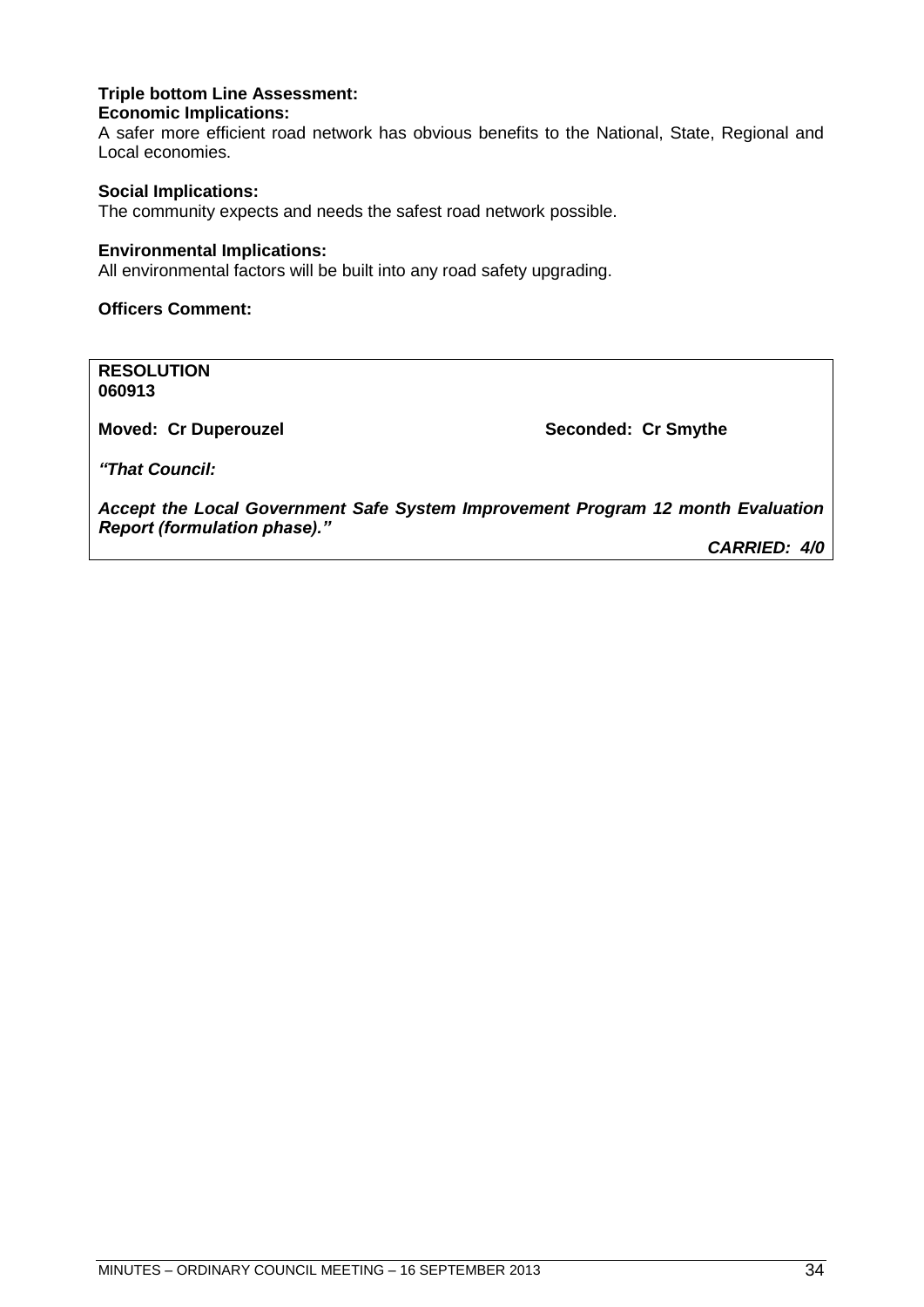**Triple bottom Line Assessment:**

**Economic Implications:**

A safer more efficient road network has obvious benefits to the National, State, Regional and Local economies.

**Social Implications:**

The community expects and needs the safest road network possible.

**Environmental Implications:**

All environmental factors will be built into any road safety upgrading.

**Officers Comment:**

**RESOLUTION**
**060913**

**Moved: Cr Duperouzel** **Seconded: Cr Smythe**

***"That Council:***

***Accept the Local Government Safe System Improvement Program 12 month Evaluation Report (formulation phase)."***

***CARRIED: 4/0***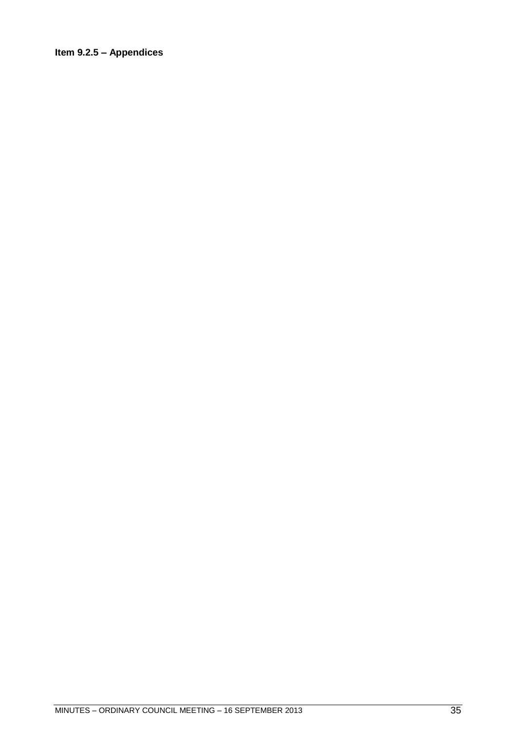**Item 9.2.5 – Appendices**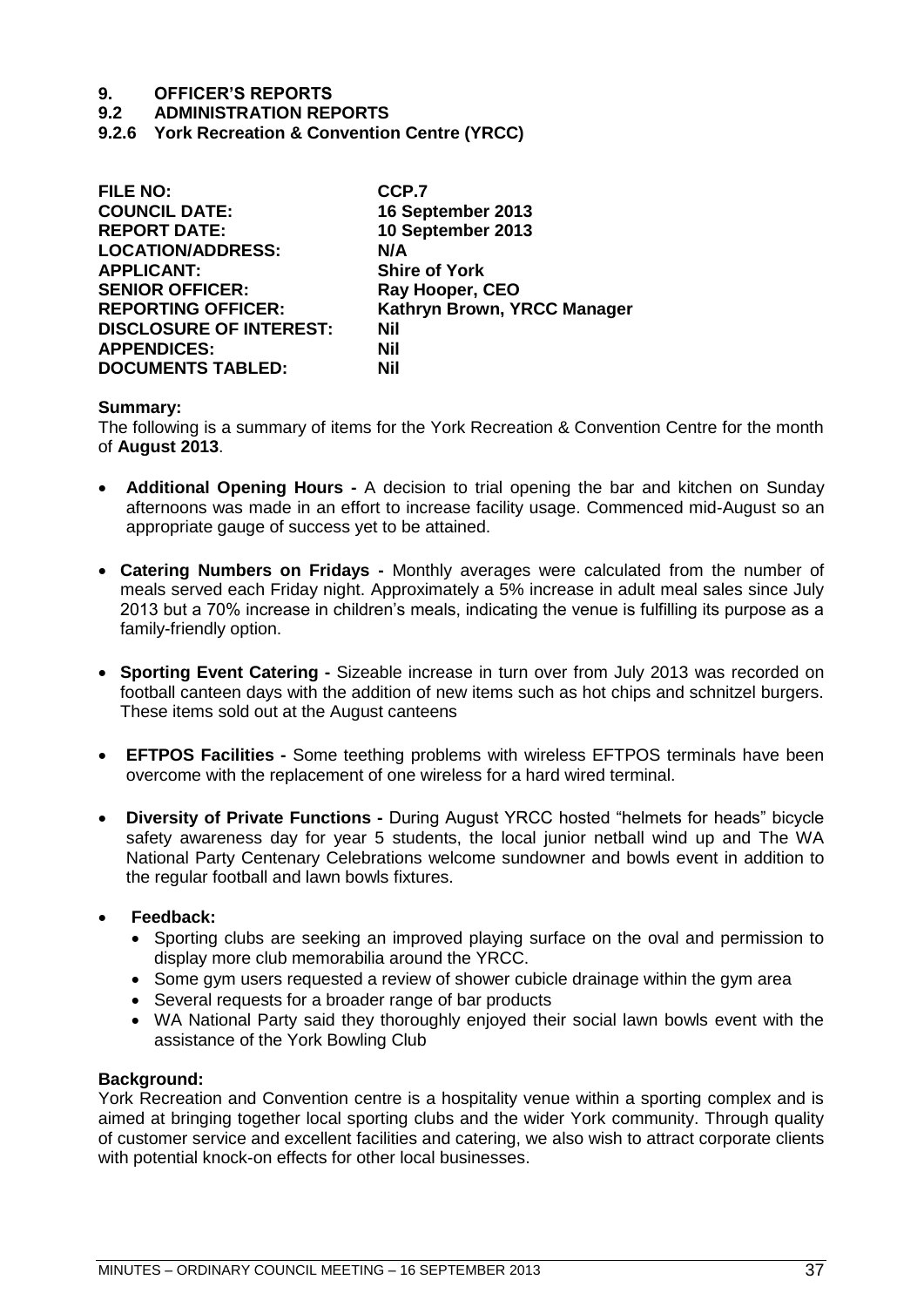# 9. OFFICER'S REPORTS

## 9.2 ADMINISTRATION REPORTS

### 9.2.6 York Recreation & Convention Centre (YRCC)

| | |
|---|---|
| **FILE NO:** | **CCP.7** |
| **COUNCIL DATE:** | **16 September 2013** |
| **REPORT DATE:** | **10 September 2013** |
| **LOCATION/ADDRESS:** | **N/A** |
| **APPLICANT:** | **Shire of York** |
| **SENIOR OFFICER:** | **Ray Hooper, CEO** |
| **REPORTING OFFICER:** | **Kathryn Brown, YRCC Manager** |
| **DISCLOSURE OF INTEREST:** | **Nil** |
| **APPENDICES:** | **Nil** |
| **DOCUMENTS TABLED:** | **Nil** |

**Summary:**

The following is a summary of items for the York Recreation & Convention Centre for the month of **August 2013**.

- **Additional Opening Hours -** A decision to trial opening the bar and kitchen on Sunday afternoons was made in an effort to increase facility usage. Commenced mid-August so an appropriate gauge of success yet to be attained.
- **Catering Numbers on Fridays -** Monthly averages were calculated from the number of meals served each Friday night. Approximately a 5% increase in adult meal sales since July 2013 but a 70% increase in children's meals, indicating the venue is fulfilling its purpose as a family-friendly option.
- **Sporting Event Catering -** Sizeable increase in turn over from July 2013 was recorded on football canteen days with the addition of new items such as hot chips and schnitzel burgers. These items sold out at the August canteens
- **EFTPOS Facilities -** Some teething problems with wireless EFTPOS terminals have been overcome with the replacement of one wireless for a hard wired terminal.
- **Diversity of Private Functions -** During August YRCC hosted "helmets for heads" bicycle safety awareness day for year 5 students, the local junior netball wind up and The WA National Party Centenary Celebrations welcome sundowner and bowls event in addition to the regular football and lawn bowls fixtures.
- **Feedback:**
  - Sporting clubs are seeking an improved playing surface on the oval and permission to display more club memorabilia around the YRCC.
  - Some gym users requested a review of shower cubicle drainage within the gym area
  - Several requests for a broader range of bar products
  - WA National Party said they thoroughly enjoyed their social lawn bowls event with the assistance of the York Bowling Club

**Background:**

York Recreation and Convention centre is a hospitality venue within a sporting complex and is aimed at bringing together local sporting clubs and the wider York community. Through quality of customer service and excellent facilities and catering, we also wish to attract corporate clients with potential knock-on effects for other local businesses.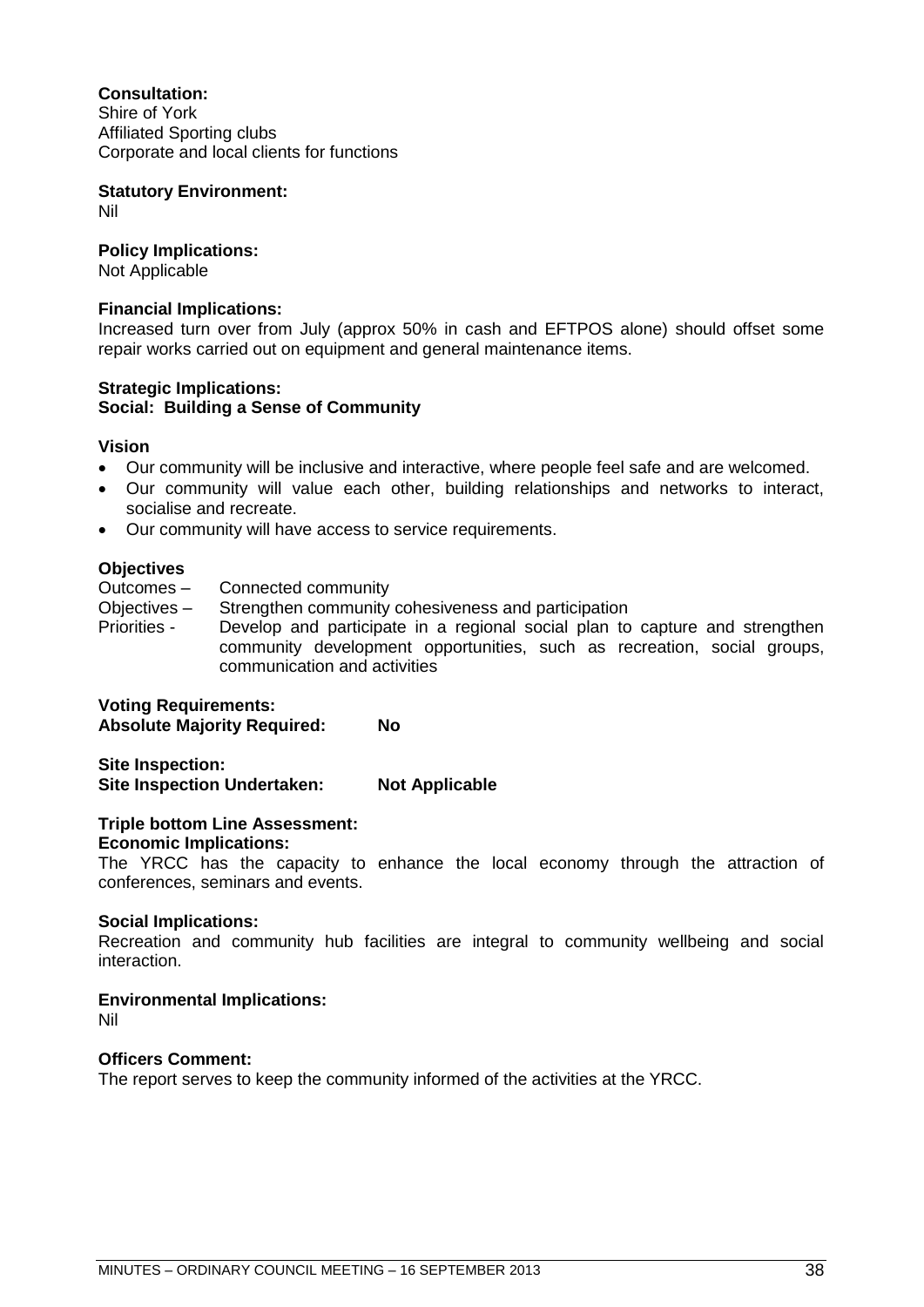**Consultation:**
Shire of York
Affiliated Sporting clubs
Corporate and local clients for functions

**Statutory Environment:**
Nil

**Policy Implications:**
Not Applicable

**Financial Implications:**
Increased turn over from July (approx 50% in cash and EFTPOS alone) should offset some repair works carried out on equipment and general maintenance items.

**Strategic Implications:**
**Social: Building a Sense of Community**

**Vision**

- Our community will be inclusive and interactive, where people feel safe and are welcomed.
- Our community will value each other, building relationships and networks to interact, socialise and recreate.
- Our community will have access to service requirements.

**Objectives**

Outcomes – Connected community
Objectives – Strengthen community cohesiveness and participation
Priorities - Develop and participate in a regional social plan to capture and strengthen community development opportunities, such as recreation, social groups, communication and activities

**Voting Requirements:**
**Absolute Majority Required: No**

**Site Inspection:**
**Site Inspection Undertaken: Not Applicable**

**Triple bottom Line Assessment:**
**Economic Implications:**
The YRCC has the capacity to enhance the local economy through the attraction of conferences, seminars and events.

**Social Implications:**
Recreation and community hub facilities are integral to community wellbeing and social interaction.

**Environmental Implications:**
Nil

**Officers Comment:**
The report serves to keep the community informed of the activities at the YRCC.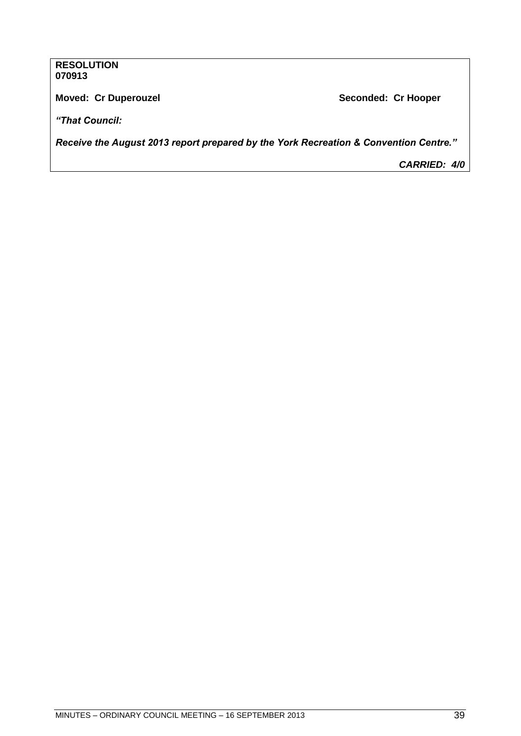**RESOLUTION**
**070913**

**Moved: Cr Duperouzel** **Seconded: Cr Hooper**

***"That Council:***

***Receive the August 2013 report prepared by the York Recreation & Convention Centre."***

***CARRIED: 4/0***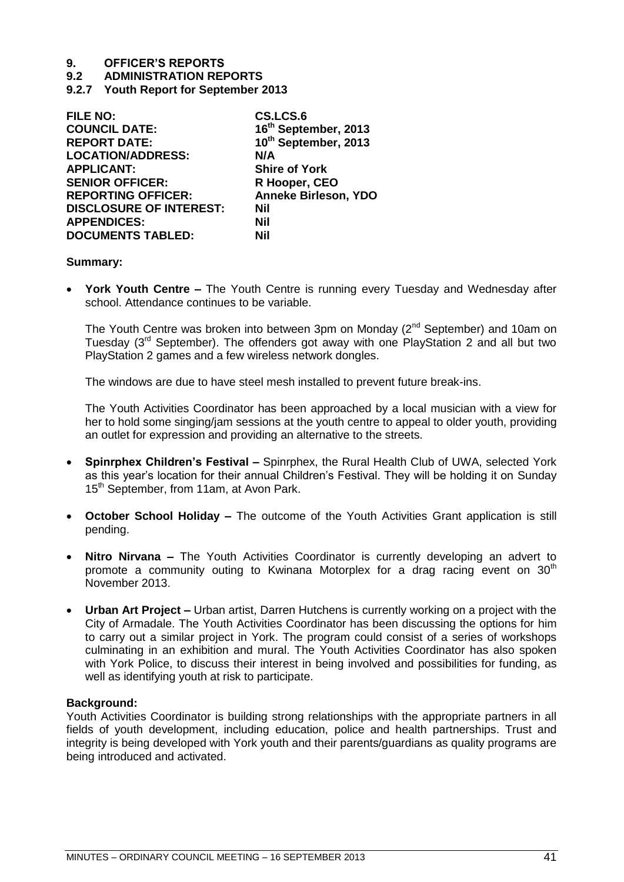# 9. OFFICER'S REPORTS

## 9.2 ADMINISTRATION REPORTS

### 9.2.7 Youth Report for September 2013

| | |
|---|---|
| **FILE NO:** | **CS.LCS.6** |
| **COUNCIL DATE:** | **16th September, 2013** |
| **REPORT DATE:** | **10th September, 2013** |
| **LOCATION/ADDRESS:** | **N/A** |
| **APPLICANT:** | **Shire of York** |
| **SENIOR OFFICER:** | **R Hooper, CEO** |
| **REPORTING OFFICER:** | **Anneke Birleson, YDO** |
| **DISCLOSURE OF INTEREST:** | **Nil** |
| **APPENDICES:** | **Nil** |
| **DOCUMENTS TABLED:** | **Nil** |

**Summary:**

- **York Youth Centre –** The Youth Centre is running every Tuesday and Wednesday after school. Attendance continues to be variable.

  The Youth Centre was broken into between 3pm on Monday (2nd September) and 10am on Tuesday (3rd September). The offenders got away with one PlayStation 2 and all but two PlayStation 2 games and a few wireless network dongles.

  The windows are due to have steel mesh installed to prevent future break-ins.

  The Youth Activities Coordinator has been approached by a local musician with a view for her to hold some singing/jam sessions at the youth centre to appeal to older youth, providing an outlet for expression and providing an alternative to the streets.

- **Spinrphex Children's Festival –** Spinrphex, the Rural Health Club of UWA, selected York as this year's location for their annual Children's Festival. They will be holding it on Sunday 15th September, from 11am, at Avon Park.

- **October School Holiday –** The outcome of the Youth Activities Grant application is still pending.

- **Nitro Nirvana –** The Youth Activities Coordinator is currently developing an advert to promote a community outing to Kwinana Motorplex for a drag racing event on 30th November 2013.

- **Urban Art Project –** Urban artist, Darren Hutchens is currently working on a project with the City of Armadale. The Youth Activities Coordinator has been discussing the options for him to carry out a similar project in York. The program could consist of a series of workshops culminating in an exhibition and mural. The Youth Activities Coordinator has also spoken with York Police, to discuss their interest in being involved and possibilities for funding, as well as identifying youth at risk to participate.

**Background:**

Youth Activities Coordinator is building strong relationships with the appropriate partners in all fields of youth development, including education, police and health partnerships. Trust and integrity is being developed with York youth and their parents/guardians as quality programs are being introduced and activated.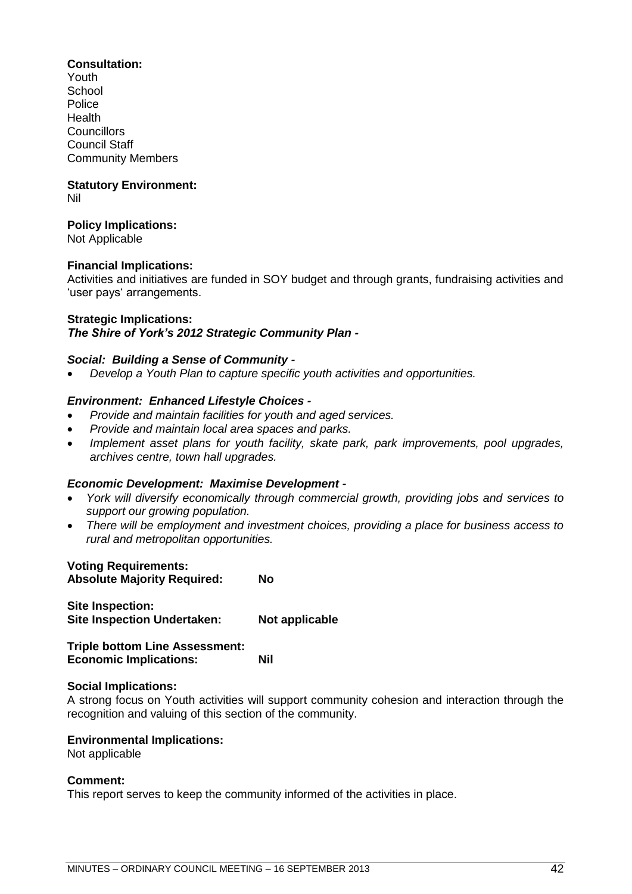**Consultation:**
Youth
School
Police
Health
Councillors
Council Staff
Community Members

**Statutory Environment:**
Nil

**Policy Implications:**
Not Applicable

**Financial Implications:**
Activities and initiatives are funded in SOY budget and through grants, fundraising activities and 'user pays' arrangements.

**Strategic Implications:**
***The Shire of York's 2012 Strategic Community Plan -***

***Social: Building a Sense of Community -***
- *Develop a Youth Plan to capture specific youth activities and opportunities.*

***Environment: Enhanced Lifestyle Choices -***
- *Provide and maintain facilities for youth and aged services.*
- *Provide and maintain local area spaces and parks.*
- *Implement asset plans for youth facility, skate park, park improvements, pool upgrades, archives centre, town hall upgrades.*

***Economic Development: Maximise Development -***
- *York will diversify economically through commercial growth, providing jobs and services to support our growing population.*
- *There will be employment and investment choices, providing a place for business access to rural and metropolitan opportunities.*

**Voting Requirements:**
**Absolute Majority Required: No**

**Site Inspection:**
**Site Inspection Undertaken: Not applicable**

**Triple bottom Line Assessment:**
**Economic Implications: Nil**

**Social Implications:**
A strong focus on Youth activities will support community cohesion and interaction through the recognition and valuing of this section of the community.

**Environmental Implications:**
Not applicable

**Comment:**
This report serves to keep the community informed of the activities in place.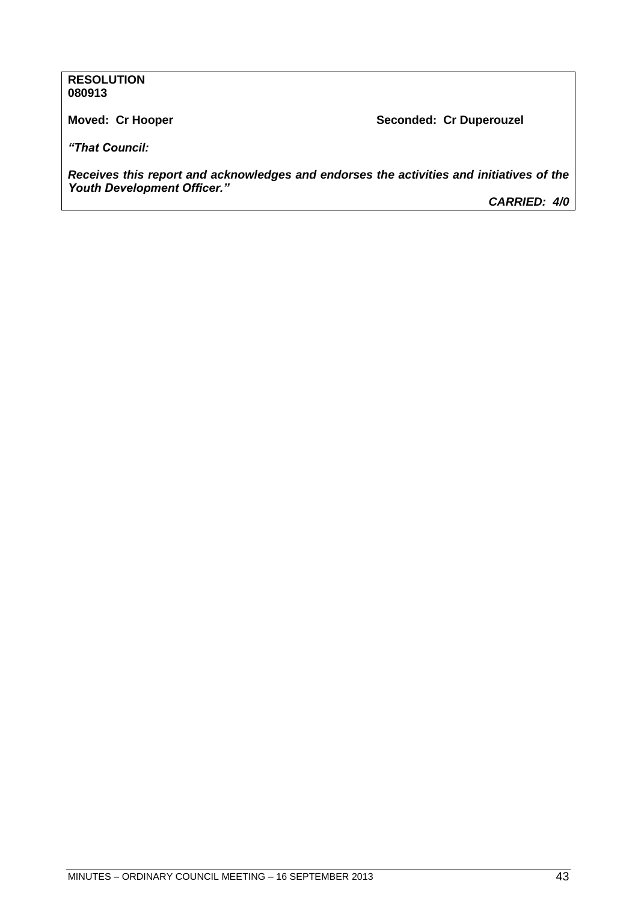**RESOLUTION**
**080913**

**Moved: Cr Hooper** **Seconded: Cr Duperouzel**

***"That Council:***

***Receives this report and acknowledges and endorses the activities and initiatives of the Youth Development Officer."***

***CARRIED: 4/0***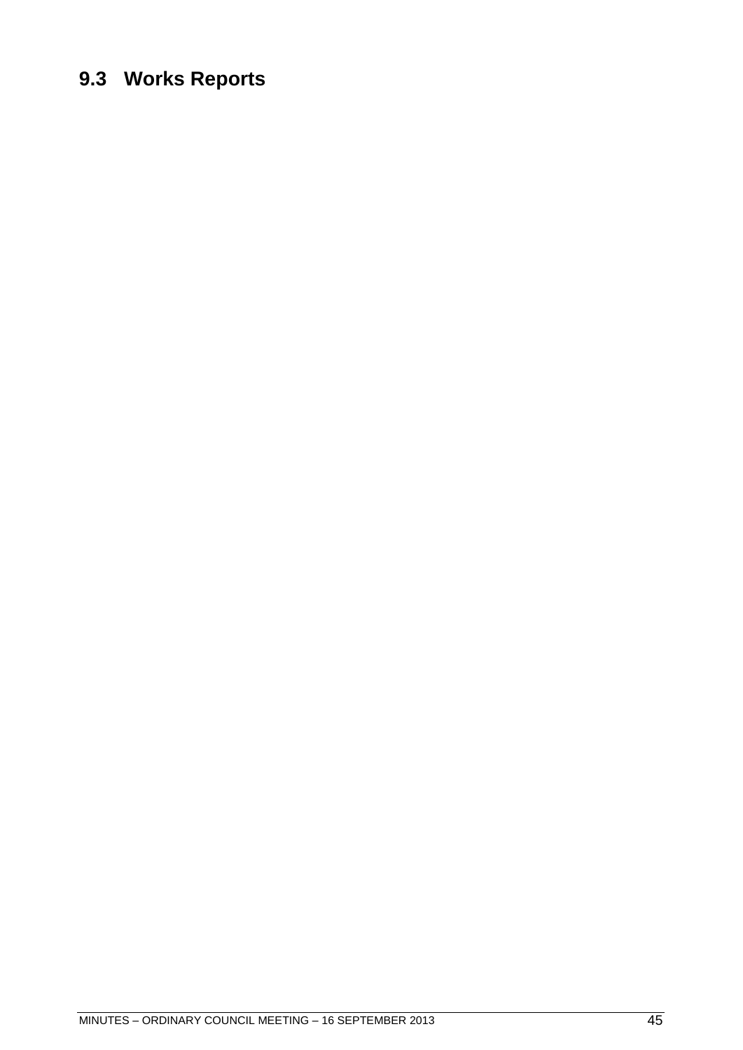## 9.3 Works Reports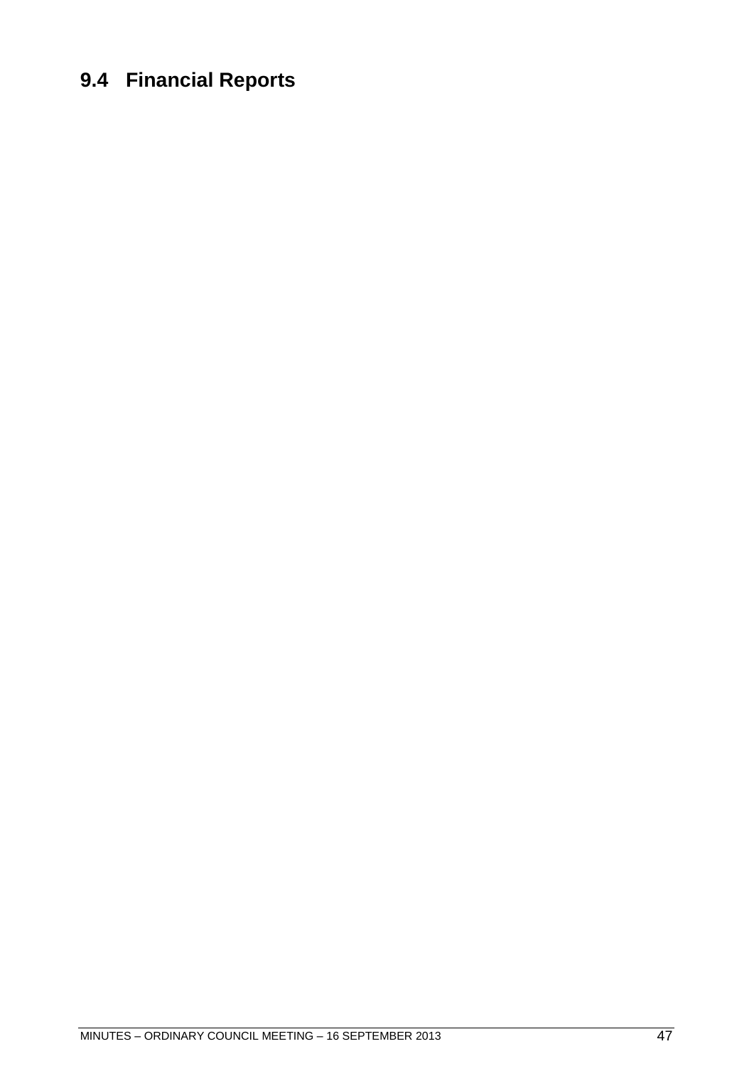## 9.4 Financial Reports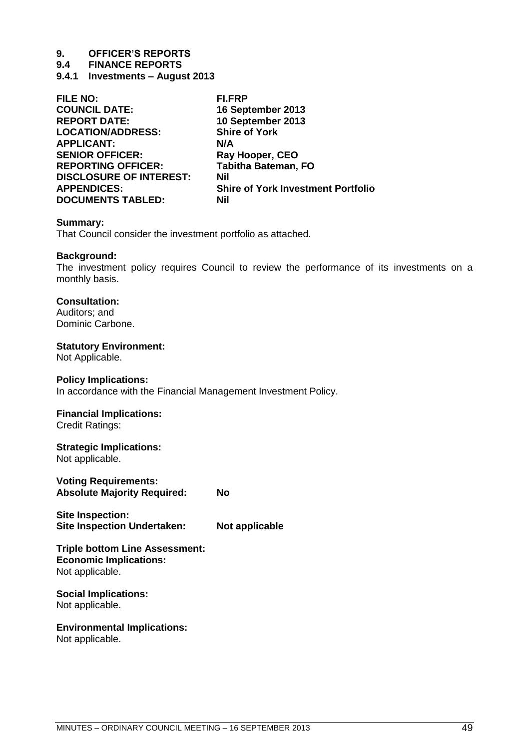# 9. OFFICER'S REPORTS

## 9.4 FINANCE REPORTS

### 9.4.1 Investments – August 2013

| | |
|---|---|
| **FILE NO:** | **FI.FRP** |
| **COUNCIL DATE:** | **16 September 2013** |
| **REPORT DATE:** | **10 September 2013** |
| **LOCATION/ADDRESS:** | **Shire of York** |
| **APPLICANT:** | **N/A** |
| **SENIOR OFFICER:** | **Ray Hooper, CEO** |
| **REPORTING OFFICER:** | **Tabitha Bateman, FO** |
| **DISCLOSURE OF INTEREST:** | **Nil** |
| **APPENDICES:** | **Shire of York Investment Portfolio** |
| **DOCUMENTS TABLED:** | **Nil** |

**Summary:**
That Council consider the investment portfolio as attached.

**Background:**
The investment policy requires Council to review the performance of its investments on a monthly basis.

**Consultation:**
Auditors; and
Dominic Carbone.

**Statutory Environment:**
Not Applicable.

**Policy Implications:**
In accordance with the Financial Management Investment Policy.

**Financial Implications:**
Credit Ratings:

**Strategic Implications:**
Not applicable.

**Voting Requirements:**
**Absolute Majority Required:** **No**

**Site Inspection:**
**Site Inspection Undertaken:** **Not applicable**

**Triple bottom Line Assessment:**
**Economic Implications:**
Not applicable.

**Social Implications:**
Not applicable.

**Environmental Implications:**
Not applicable.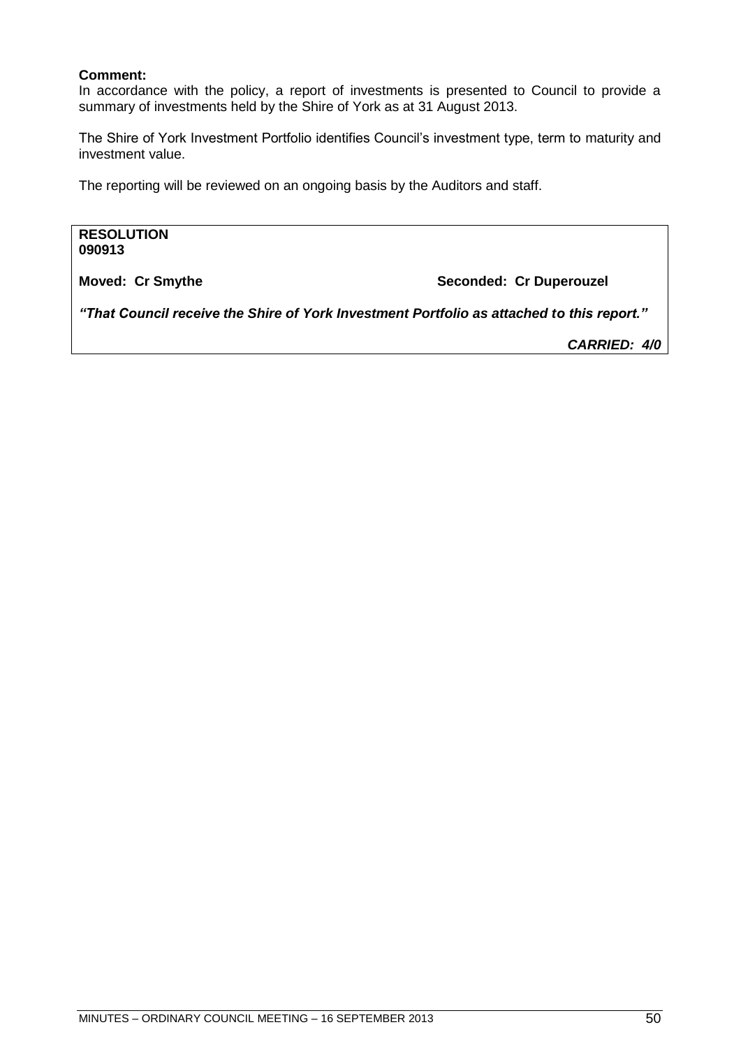**Comment:**
In accordance with the policy, a report of investments is presented to Council to provide a summary of investments held by the Shire of York as at 31 August 2013.

The Shire of York Investment Portfolio identifies Council's investment type, term to maturity and investment value.

The reporting will be reviewed on an ongoing basis by the Auditors and staff.

**RESOLUTION**
**090913**

**Moved: Cr Smythe** **Seconded: Cr Duperouzel**

***"That Council receive the Shire of York Investment Portfolio as attached to this report."***

***CARRIED: 4/0***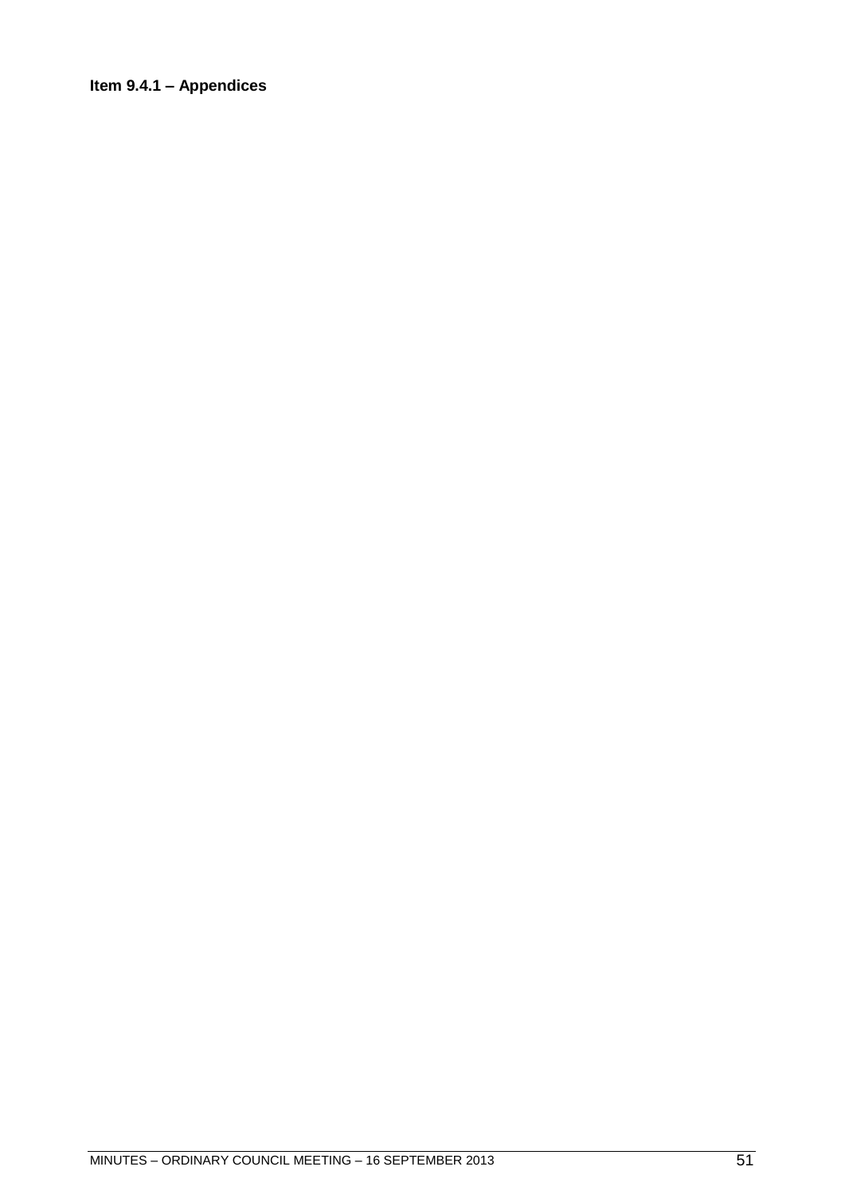**Item 9.4.1 – Appendices**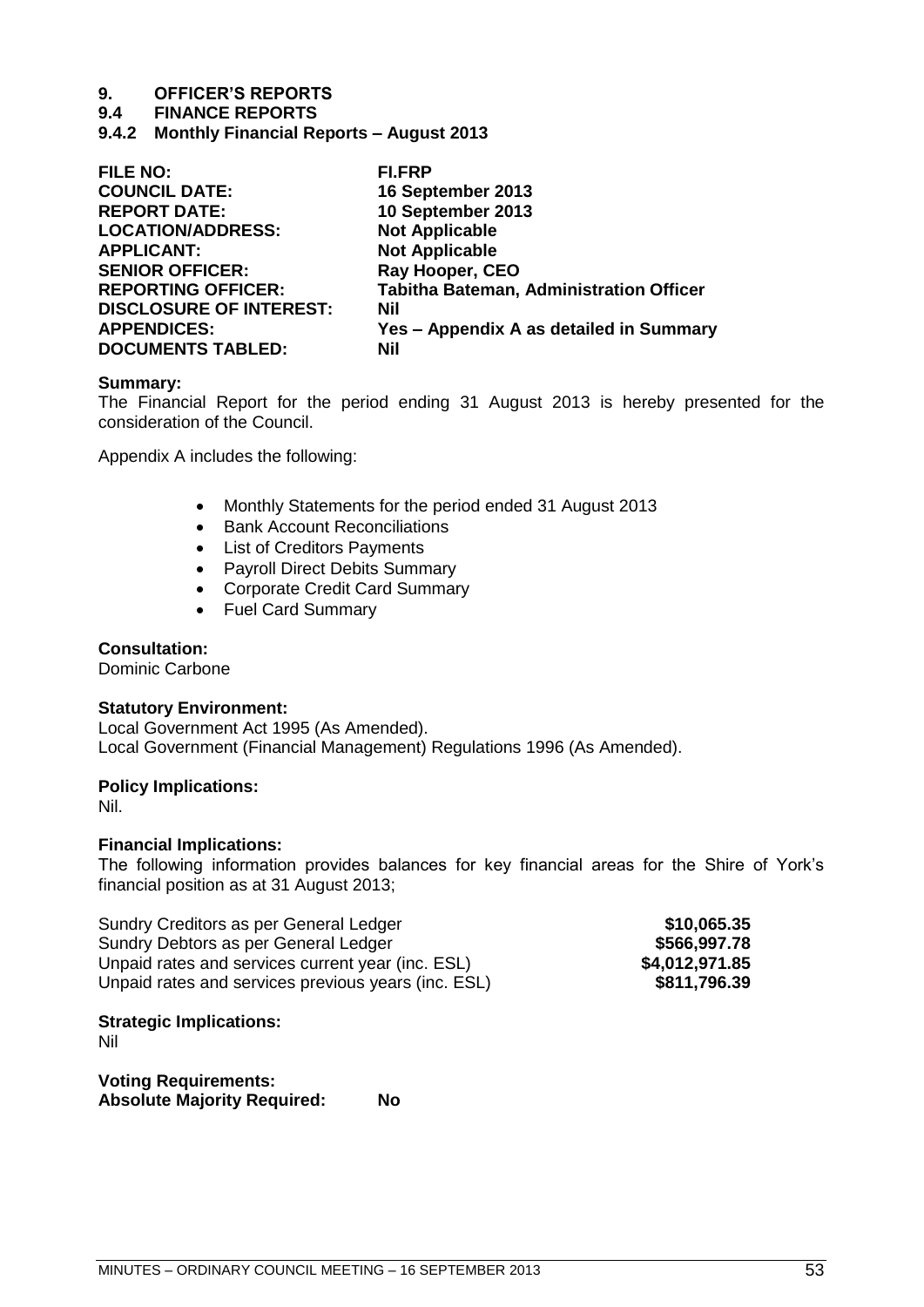# 9. OFFICER'S REPORTS

## 9.4 FINANCE REPORTS

### 9.4.2 Monthly Financial Reports – August 2013

| | |
|---|---|
| **FILE NO:** | **FI.FRP** |
| **COUNCIL DATE:** | **16 September 2013** |
| **REPORT DATE:** | **10 September 2013** |
| **LOCATION/ADDRESS:** | **Not Applicable** |
| **APPLICANT:** | **Not Applicable** |
| **SENIOR OFFICER:** | **Ray Hooper, CEO** |
| **REPORTING OFFICER:** | **Tabitha Bateman, Administration Officer** |
| **DISCLOSURE OF INTEREST:** | **Nil** |
| **APPENDICES:** | **Yes – Appendix A as detailed in Summary** |
| **DOCUMENTS TABLED:** | **Nil** |

**Summary:**
The Financial Report for the period ending 31 August 2013 is hereby presented for the consideration of the Council.

Appendix A includes the following:

- Monthly Statements for the period ended 31 August 2013
- Bank Account Reconciliations
- List of Creditors Payments
- Payroll Direct Debits Summary
- Corporate Credit Card Summary
- Fuel Card Summary

**Consultation:**
Dominic Carbone

**Statutory Environment:**
Local Government Act 1995 (As Amended).
Local Government (Financial Management) Regulations 1996 (As Amended).

**Policy Implications:**
Nil.

**Financial Implications:**
The following information provides balances for key financial areas for the Shire of York's financial position as at 31 August 2013;

| | |
|---|---|
| Sundry Creditors as per General Ledger | **\$10,065.35** |
| Sundry Debtors as per General Ledger | **\$566,997.78** |
| Unpaid rates and services current year (inc. ESL) | **\$4,012,971.85** |
| Unpaid rates and services previous years (inc. ESL) | **\$811,796.39** |

**Strategic Implications:**
Nil

**Voting Requirements:**
**Absolute Majority Required: No**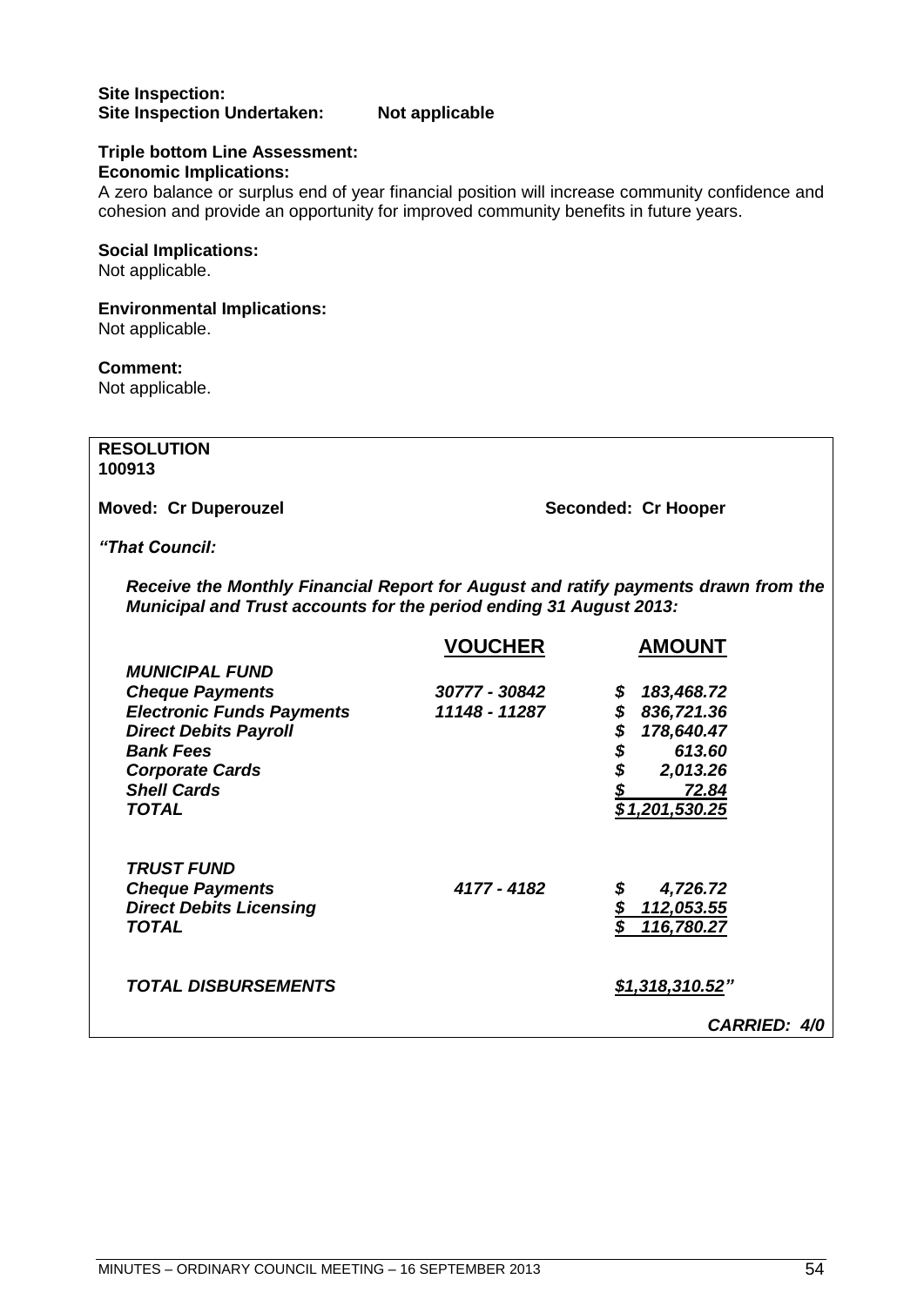**Site Inspection:**
**Site Inspection Undertaken:** **Not applicable**

**Triple bottom Line Assessment:**
**Economic Implications:**
A zero balance or surplus end of year financial position will increase community confidence and cohesion and provide an opportunity for improved community benefits in future years.

**Social Implications:**
Not applicable.

**Environmental Implications:**
Not applicable.

**Comment:**
Not applicable.

**RESOLUTION**
**100913**

**Moved: Cr Duperouzel** **Seconded: Cr Hooper**

***"That Council:***

***Receive the Monthly Financial Report for August and ratify payments drawn from the Municipal and Trust accounts for the period ending 31 August 2013:***

| | **VOUCHER** | **AMOUNT** |
|---|---|---|
| ***MUNICIPAL FUND*** | | |
| ***Cheque Payments*** | ***30777 - 30842*** | ***$ 183,468.72*** |
| ***Electronic Funds Payments*** | ***11148 - 11287*** | ***$ 836,721.36*** |
| ***Direct Debits Payroll*** | | ***$ 178,640.47*** |
| ***Bank Fees*** | | ***$ 613.60*** |
| ***Corporate Cards*** | | ***$ 2,013.26*** |
| ***Shell Cards*** | | ***$ 72.84*** |
| ***TOTAL*** | | ***$1,201,530.25*** |
| | | |
| ***TRUST FUND*** | | |
| ***Cheque Payments*** | ***4177 - 4182*** | ***$ 4,726.72*** |
| ***Direct Debits Licensing*** | | ***$ 112,053.55*** |
| ***TOTAL*** | | ***$ 116,780.27*** |
| | | |
| ***TOTAL DISBURSEMENTS*** | | ***$1,318,310.52"*** |

***CARRIED: 4/0***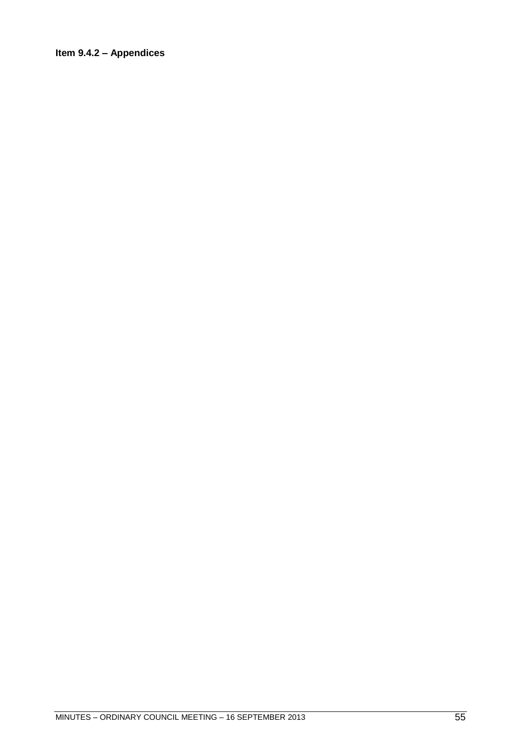**Item 9.4.2 – Appendices**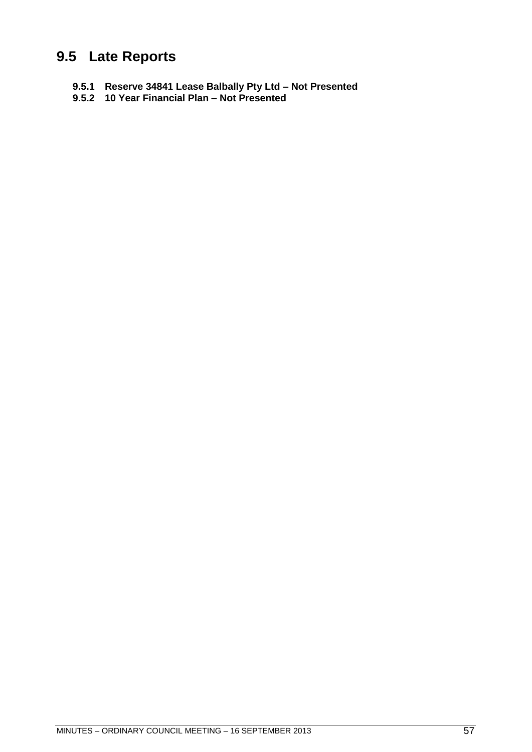# 9.5 Late Reports

**9.5.1 Reserve 34841 Lease Balbally Pty Ltd – Not Presented**
**9.5.2 10 Year Financial Plan – Not Presented**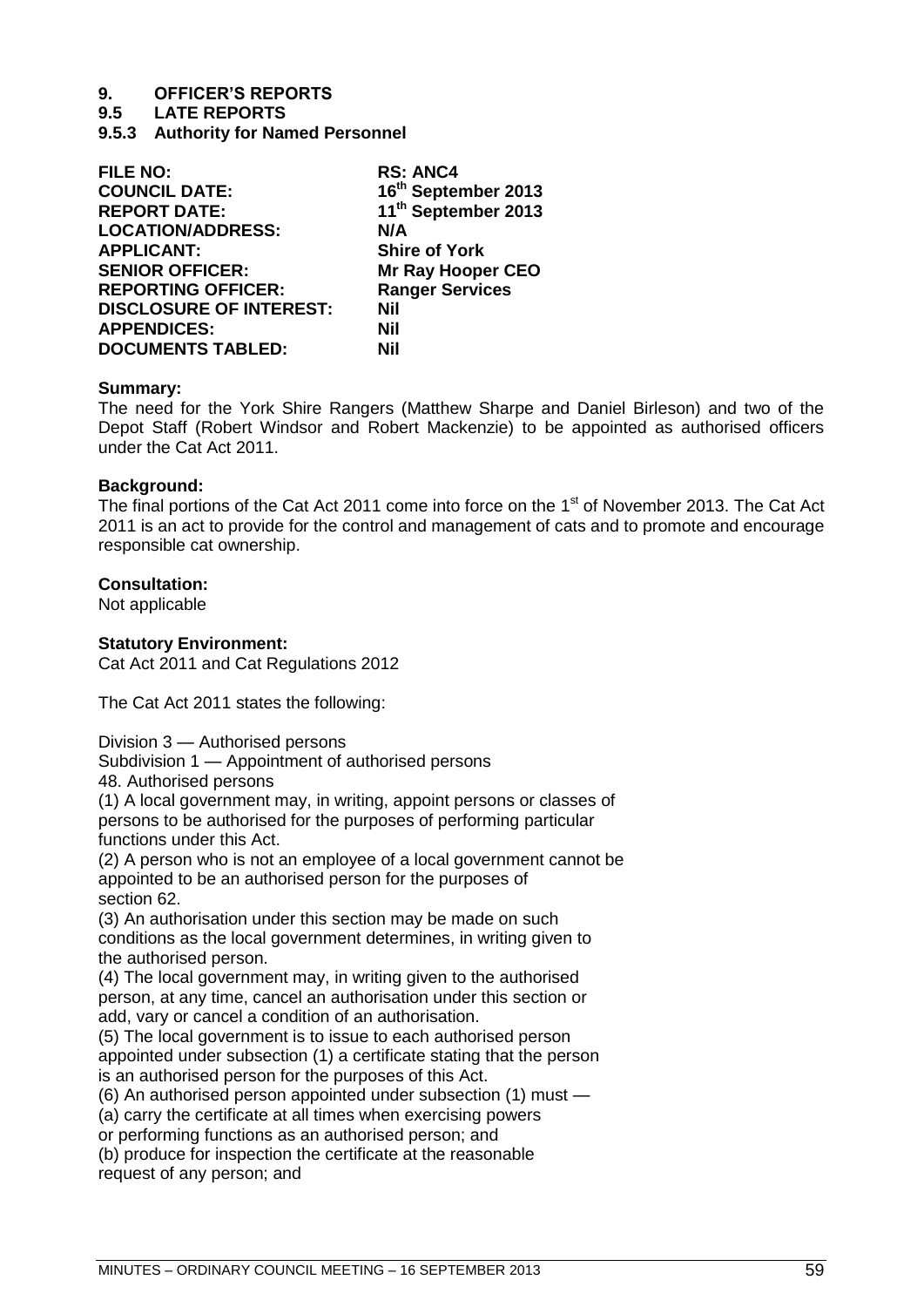# 9. OFFICER'S REPORTS

## 9.5 LATE REPORTS

### 9.5.3 Authority for Named Personnel

| | |
|---|---|
| **FILE NO:** | **RS: ANC4** |
| **COUNCIL DATE:** | **16th September 2013** |
| **REPORT DATE:** | **11th September 2013** |
| **LOCATION/ADDRESS:** | **N/A** |
| **APPLICANT:** | **Shire of York** |
| **SENIOR OFFICER:** | **Mr Ray Hooper CEO** |
| **REPORTING OFFICER:** | **Ranger Services** |
| **DISCLOSURE OF INTEREST:** | **Nil** |
| **APPENDICES:** | **Nil** |
| **DOCUMENTS TABLED:** | **Nil** |

**Summary:**

The need for the York Shire Rangers (Matthew Sharpe and Daniel Birleson) and two of the Depot Staff (Robert Windsor and Robert Mackenzie) to be appointed as authorised officers under the Cat Act 2011.

**Background:**

The final portions of the Cat Act 2011 come into force on the 1st of November 2013. The Cat Act 2011 is an act to provide for the control and management of cats and to promote and encourage responsible cat ownership.

**Consultation:**

Not applicable

**Statutory Environment:**

Cat Act 2011 and Cat Regulations 2012

The Cat Act 2011 states the following:

Division 3 — Authorised persons

Subdivision 1 — Appointment of authorised persons

48. Authorised persons

(1) A local government may, in writing, appoint persons or classes of persons to be authorised for the purposes of performing particular functions under this Act.

(2) A person who is not an employee of a local government cannot be appointed to be an authorised person for the purposes of section 62.

(3) An authorisation under this section may be made on such conditions as the local government determines, in writing given to the authorised person.

(4) The local government may, in writing given to the authorised person, at any time, cancel an authorisation under this section or add, vary or cancel a condition of an authorisation.

(5) The local government is to issue to each authorised person appointed under subsection (1) a certificate stating that the person is an authorised person for the purposes of this Act.

(6) An authorised person appointed under subsection (1) must —

(a) carry the certificate at all times when exercising powers or performing functions as an authorised person; and

(b) produce for inspection the certificate at the reasonable request of any person; and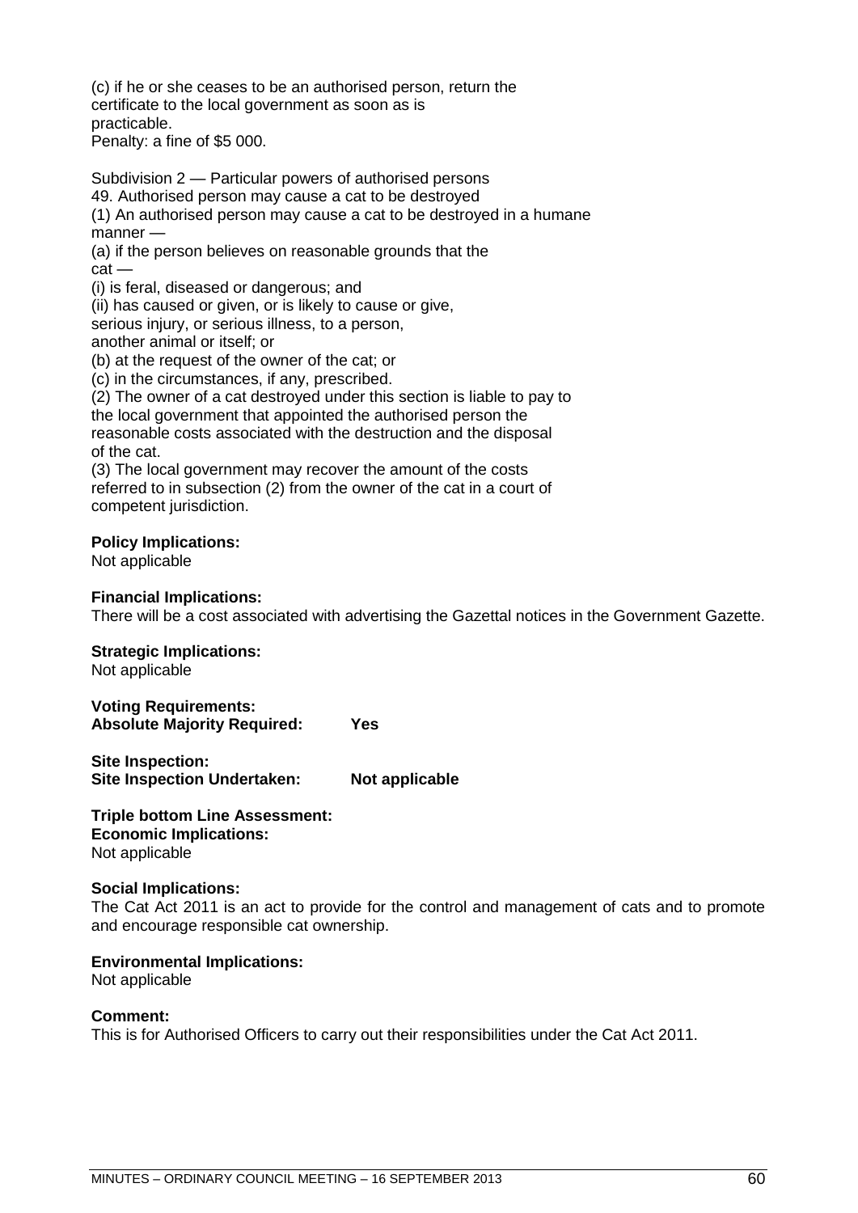(c) if he or she ceases to be an authorised person, return the certificate to the local government as soon as is practicable.
Penalty: a fine of $5 000.

Subdivision 2 — Particular powers of authorised persons
49. Authorised person may cause a cat to be destroyed
(1) An authorised person may cause a cat to be destroyed in a humane manner —
(a) if the person believes on reasonable grounds that the cat —
(i) is feral, diseased or dangerous; and
(ii) has caused or given, or is likely to cause or give, serious injury, or serious illness, to a person, another animal or itself; or
(b) at the request of the owner of the cat; or
(c) in the circumstances, if any, prescribed.
(2) The owner of a cat destroyed under this section is liable to pay to the local government that appointed the authorised person the reasonable costs associated with the destruction and the disposal of the cat.
(3) The local government may recover the amount of the costs referred to in subsection (2) from the owner of the cat in a court of competent jurisdiction.

**Policy Implications:**
Not applicable

**Financial Implications:**
There will be a cost associated with advertising the Gazettal notices in the Government Gazette.

**Strategic Implications:**
Not applicable

**Voting Requirements:**
**Absolute Majority Required: Yes**

**Site Inspection:**
**Site Inspection Undertaken: Not applicable**

**Triple bottom Line Assessment:**
**Economic Implications:**
Not applicable

**Social Implications:**
The Cat Act 2011 is an act to provide for the control and management of cats and to promote and encourage responsible cat ownership.

**Environmental Implications:**
Not applicable

**Comment:**
This is for Authorised Officers to carry out their responsibilities under the Cat Act 2011.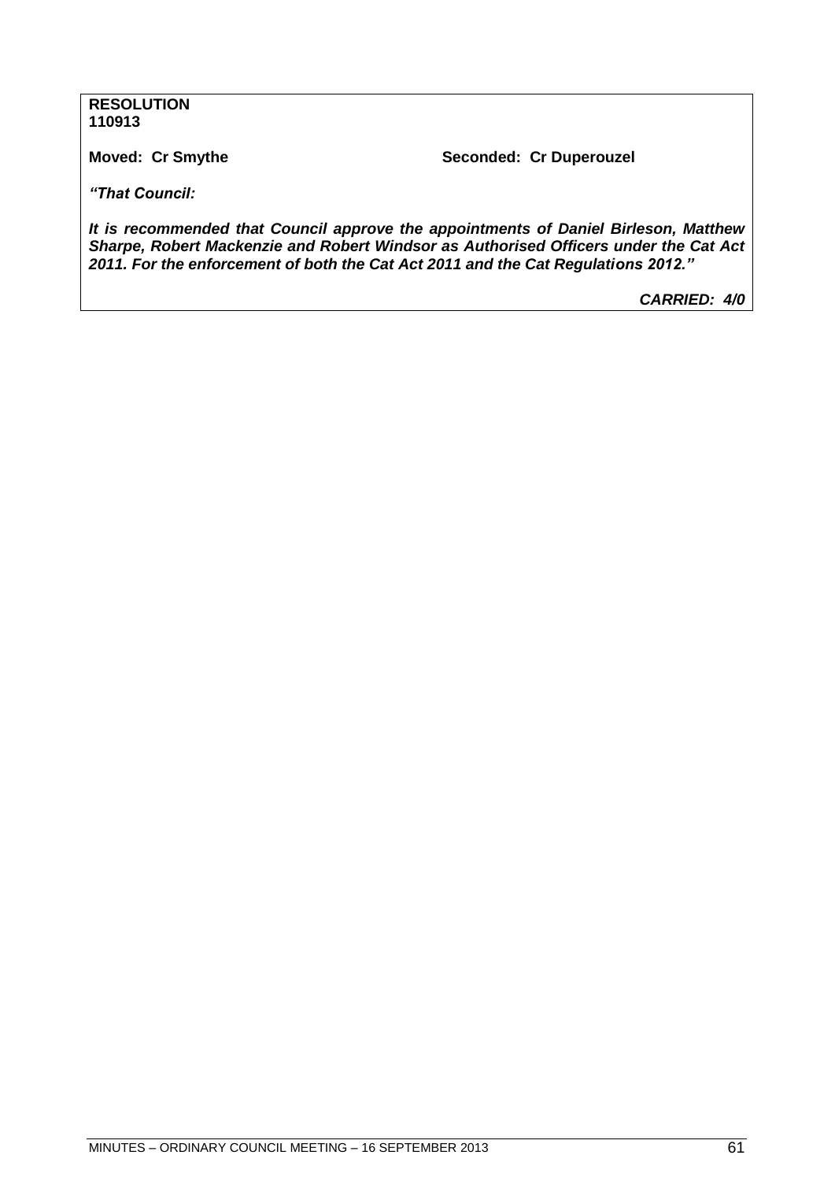**RESOLUTION**
**110913**

**Moved: Cr Smythe** **Seconded: Cr Duperouzel**

***"That Council:***

***It is recommended that Council approve the appointments of Daniel Birleson, Matthew Sharpe, Robert Mackenzie and Robert Windsor as Authorised Officers under the Cat Act 2011. For the enforcement of both the Cat Act 2011 and the Cat Regulations 2012."***

***CARRIED: 4/0***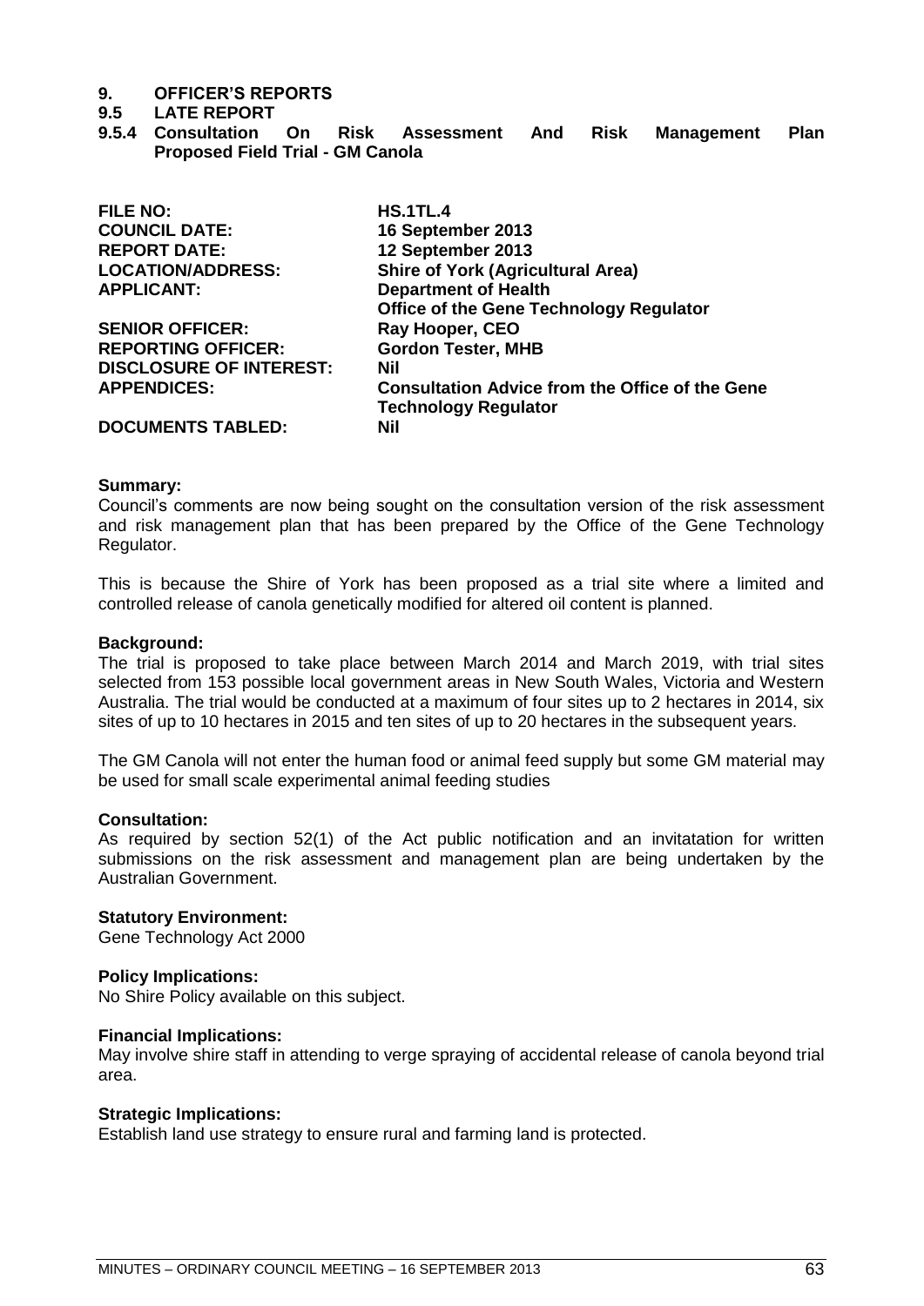# 9. OFFICER'S REPORTS

## 9.5 LATE REPORT

### 9.5.4 Consultation On Risk Assessment And Risk Management Plan Proposed Field Trial - GM Canola

| | |
|---|---|
| **FILE NO:** | **HS.1TL.4** |
| **COUNCIL DATE:** | **16 September 2013** |
| **REPORT DATE:** | **12 September 2013** |
| **LOCATION/ADDRESS:** | **Shire of York (Agricultural Area)** |
| **APPLICANT:** | **Department of Health**<br>**Office of the Gene Technology Regulator** |
| **SENIOR OFFICER:** | **Ray Hooper, CEO** |
| **REPORTING OFFICER:** | **Gordon Tester, MHB** |
| **DISCLOSURE OF INTEREST:** | **Nil** |
| **APPENDICES:** | **Consultation Advice from the Office of the Gene Technology Regulator** |
| **DOCUMENTS TABLED:** | **Nil** |

**Summary:**

Council's comments are now being sought on the consultation version of the risk assessment and risk management plan that has been prepared by the Office of the Gene Technology Regulator.

This is because the Shire of York has been proposed as a trial site where a limited and controlled release of canola genetically modified for altered oil content is planned.

**Background:**

The trial is proposed to take place between March 2014 and March 2019, with trial sites selected from 153 possible local government areas in New South Wales, Victoria and Western Australia. The trial would be conducted at a maximum of four sites up to 2 hectares in 2014, six sites of up to 10 hectares in 2015 and ten sites of up to 20 hectares in the subsequent years.

The GM Canola will not enter the human food or animal feed supply but some GM material may be used for small scale experimental animal feeding studies

**Consultation:**

As required by section 52(1) of the Act public notification and an invitatation for written submissions on the risk assessment and management plan are being undertaken by the Australian Government.

**Statutory Environment:**

Gene Technology Act 2000

**Policy Implications:**

No Shire Policy available on this subject.

**Financial Implications:**

May involve shire staff in attending to verge spraying of accidental release of canola beyond trial area.

**Strategic Implications:**

Establish land use strategy to ensure rural and farming land is protected.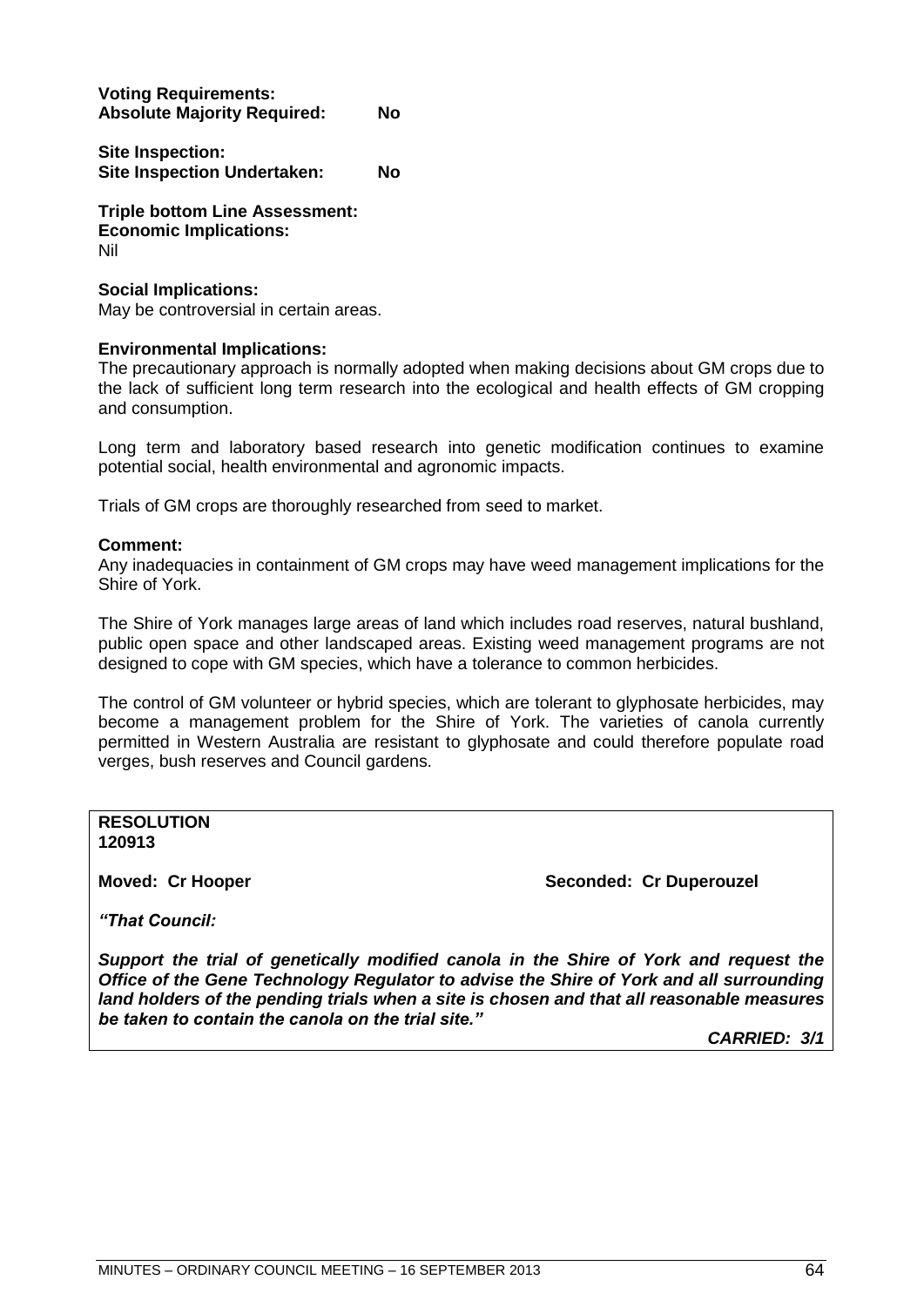**Voting Requirements:**
**Absolute Majority Required: No**

**Site Inspection:**
**Site Inspection Undertaken: No**

**Triple bottom Line Assessment:**
**Economic Implications:**
Nil

**Social Implications:**
May be controversial in certain areas.

**Environmental Implications:**
The precautionary approach is normally adopted when making decisions about GM crops due to the lack of sufficient long term research into the ecological and health effects of GM cropping and consumption.

Long term and laboratory based research into genetic modification continues to examine potential social, health environmental and agronomic impacts.

Trials of GM crops are thoroughly researched from seed to market.

**Comment:**
Any inadequacies in containment of GM crops may have weed management implications for the Shire of York.

The Shire of York manages large areas of land which includes road reserves, natural bushland, public open space and other landscaped areas. Existing weed management programs are not designed to cope with GM species, which have a tolerance to common herbicides.

The control of GM volunteer or hybrid species, which are tolerant to glyphosate herbicides, may become a management problem for the Shire of York. The varieties of canola currently permitted in Western Australia are resistant to glyphosate and could therefore populate road verges, bush reserves and Council gardens.

**RESOLUTION**
**120913**

**Moved: Cr Hooper** **Seconded: Cr Duperouzel**

***"That Council:***

***Support the trial of genetically modified canola in the Shire of York and request the Office of the Gene Technology Regulator to advise the Shire of York and all surrounding land holders of the pending trials when a site is chosen and that all reasonable measures be taken to contain the canola on the trial site."***

***CARRIED: 3/1***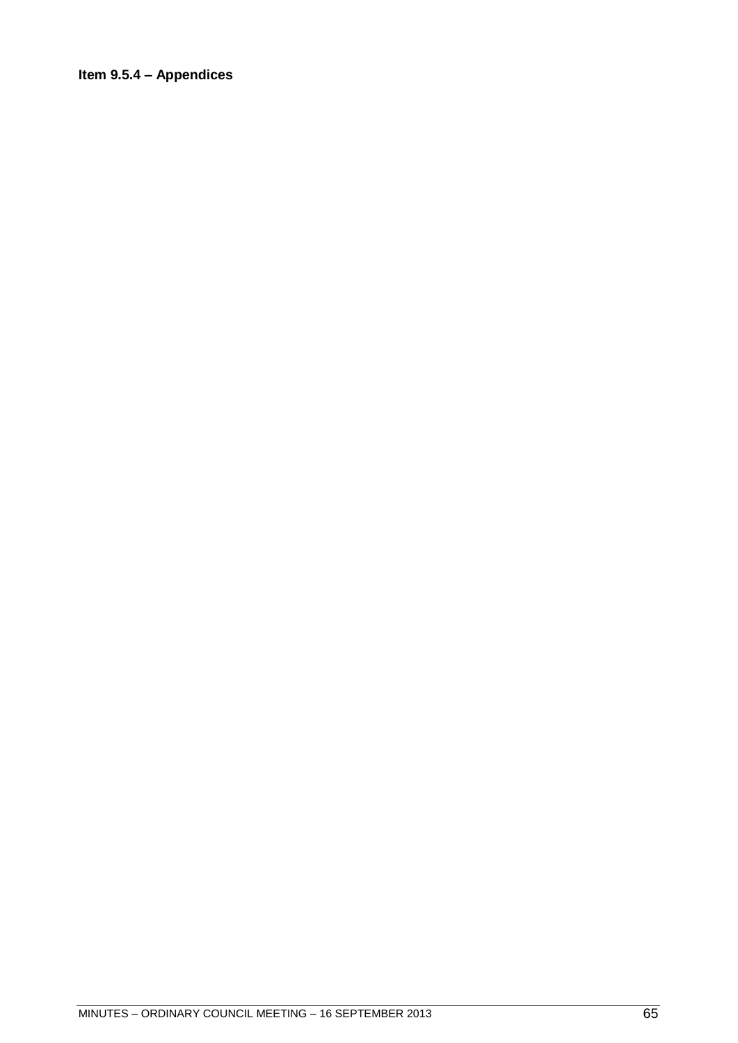**Item 9.5.4 – Appendices**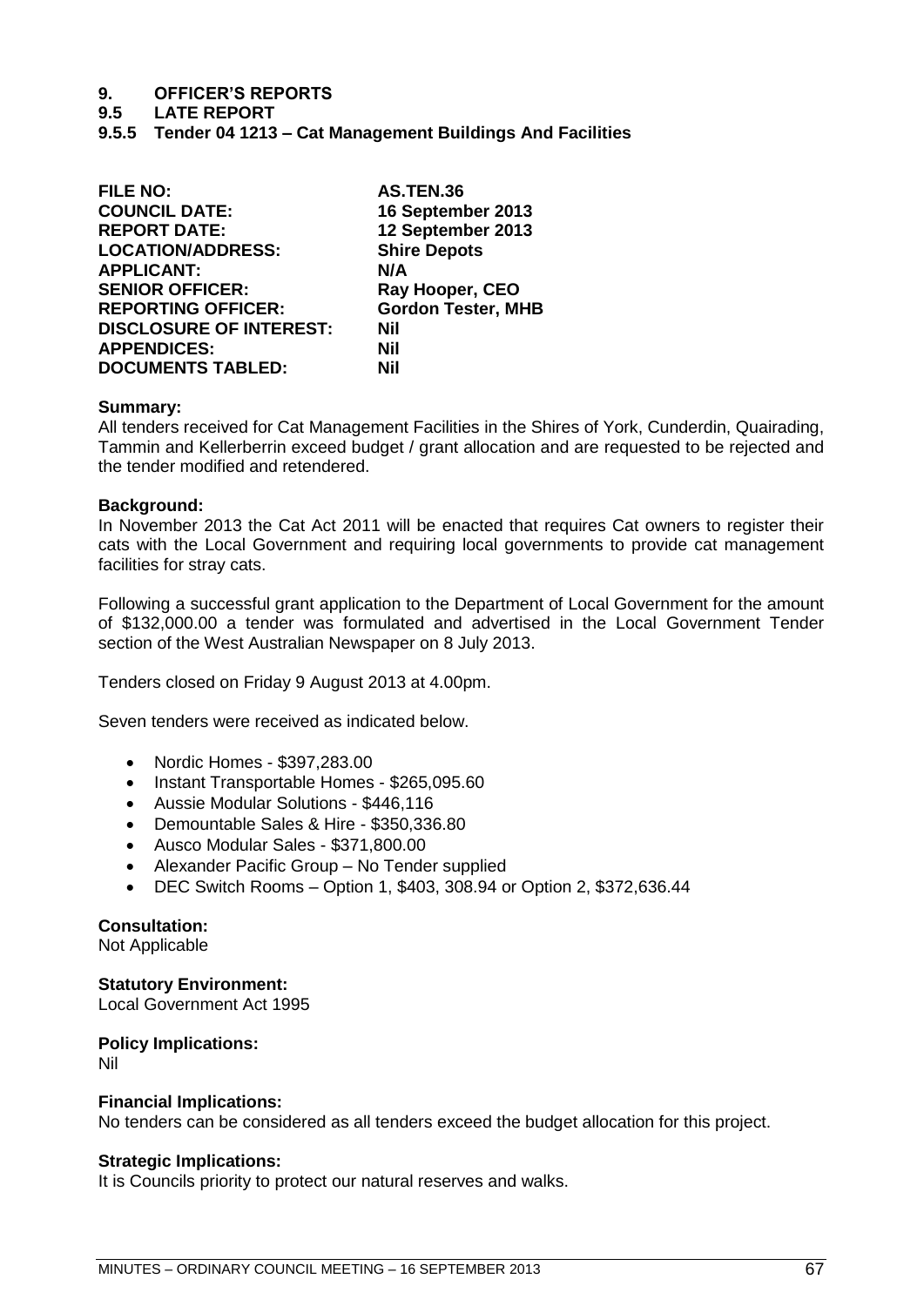# 9. OFFICER'S REPORTS

## 9.5 LATE REPORT

### 9.5.5 Tender 04 1213 – Cat Management Buildings And Facilities

| | |
|---|---|
| **FILE NO:** | **AS.TEN.36** |
| **COUNCIL DATE:** | **16 September 2013** |
| **REPORT DATE:** | **12 September 2013** |
| **LOCATION/ADDRESS:** | **Shire Depots** |
| **APPLICANT:** | **N/A** |
| **SENIOR OFFICER:** | **Ray Hooper, CEO** |
| **REPORTING OFFICER:** | **Gordon Tester, MHB** |
| **DISCLOSURE OF INTEREST:** | **Nil** |
| **APPENDICES:** | **Nil** |
| **DOCUMENTS TABLED:** | **Nil** |

**Summary:**
All tenders received for Cat Management Facilities in the Shires of York, Cunderdin, Quairading, Tammin and Kellerberrin exceed budget / grant allocation and are requested to be rejected and the tender modified and retendered.

**Background:**
In November 2013 the Cat Act 2011 will be enacted that requires Cat owners to register their cats with the Local Government and requiring local governments to provide cat management facilities for stray cats.

Following a successful grant application to the Department of Local Government for the amount of $132,000.00 a tender was formulated and advertised in the Local Government Tender section of the West Australian Newspaper on 8 July 2013.

Tenders closed on Friday 9 August 2013 at 4.00pm.

Seven tenders were received as indicated below.

- Nordic Homes - $397,283.00
- Instant Transportable Homes - $265,095.60
- Aussie Modular Solutions - $446,116
- Demountable Sales & Hire - $350,336.80
- Ausco Modular Sales - $371,800.00
- Alexander Pacific Group – No Tender supplied
- DEC Switch Rooms – Option 1, $403, 308.94 or Option 2, $372,636.44

**Consultation:**
Not Applicable

**Statutory Environment:**
Local Government Act 1995

**Policy Implications:**
Nil

**Financial Implications:**
No tenders can be considered as all tenders exceed the budget allocation for this project.

**Strategic Implications:**
It is Councils priority to protect our natural reserves and walks.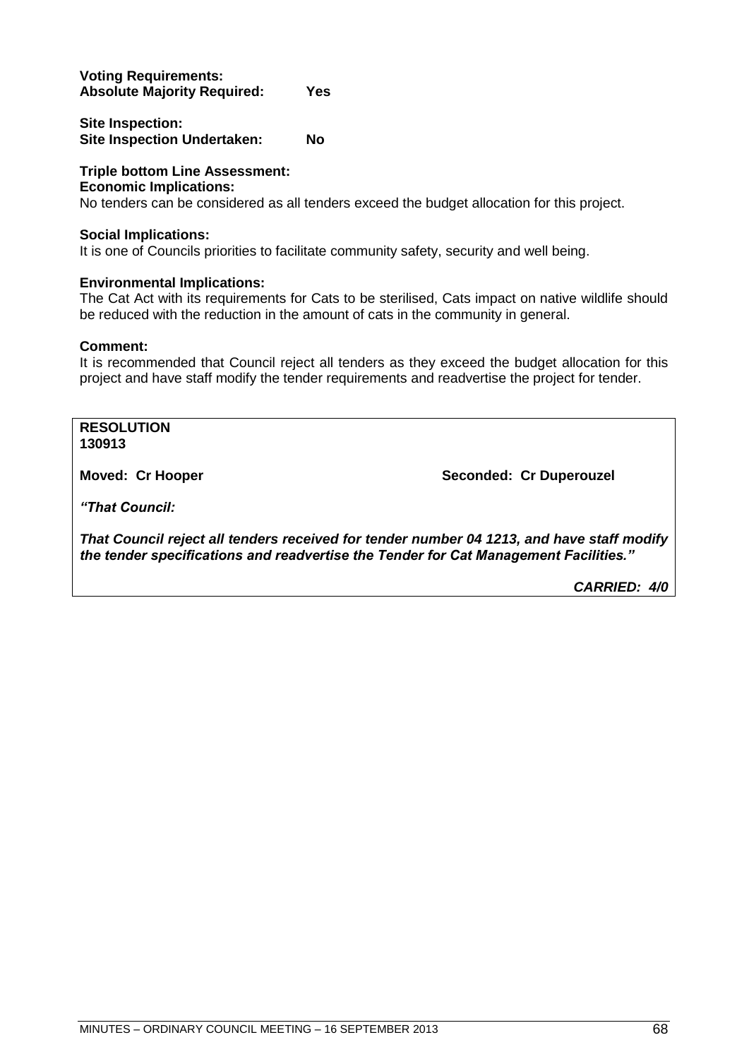**Voting Requirements:**
**Absolute Majority Required: Yes**

**Site Inspection:**
**Site Inspection Undertaken: No**

**Triple bottom Line Assessment:**
**Economic Implications:**
No tenders can be considered as all tenders exceed the budget allocation for this project.

**Social Implications:**
It is one of Councils priorities to facilitate community safety, security and well being.

**Environmental Implications:**
The Cat Act with its requirements for Cats to be sterilised, Cats impact on native wildlife should be reduced with the reduction in the amount of cats in the community in general.

**Comment:**
It is recommended that Council reject all tenders as they exceed the budget allocation for this project and have staff modify the tender requirements and readvertise the project for tender.

**RESOLUTION**
**130913**

**Moved: Cr Hooper** **Seconded: Cr Duperouzel**

***"That Council:***

***That Council reject all tenders received for tender number 04 1213, and have staff modify the tender specifications and readvertise the Tender for Cat Management Facilities."***

***CARRIED: 4/0***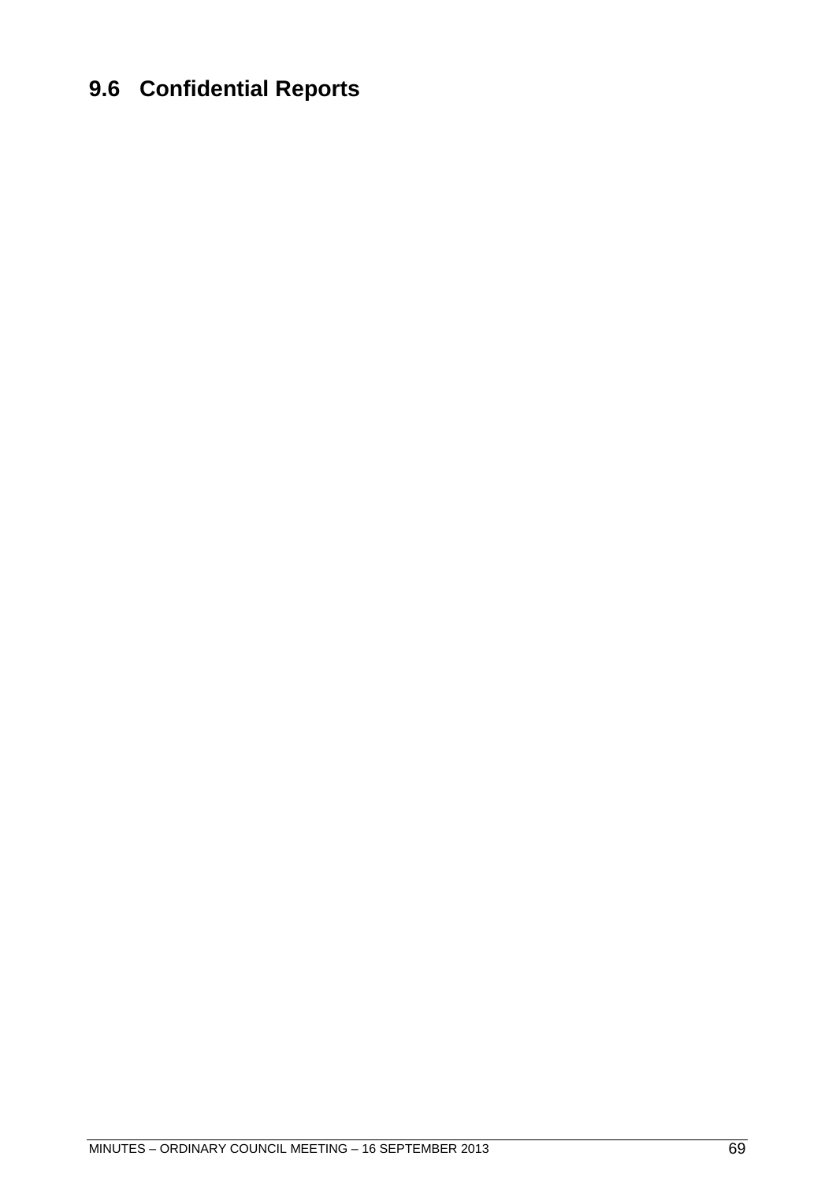## 9.6 Confidential Reports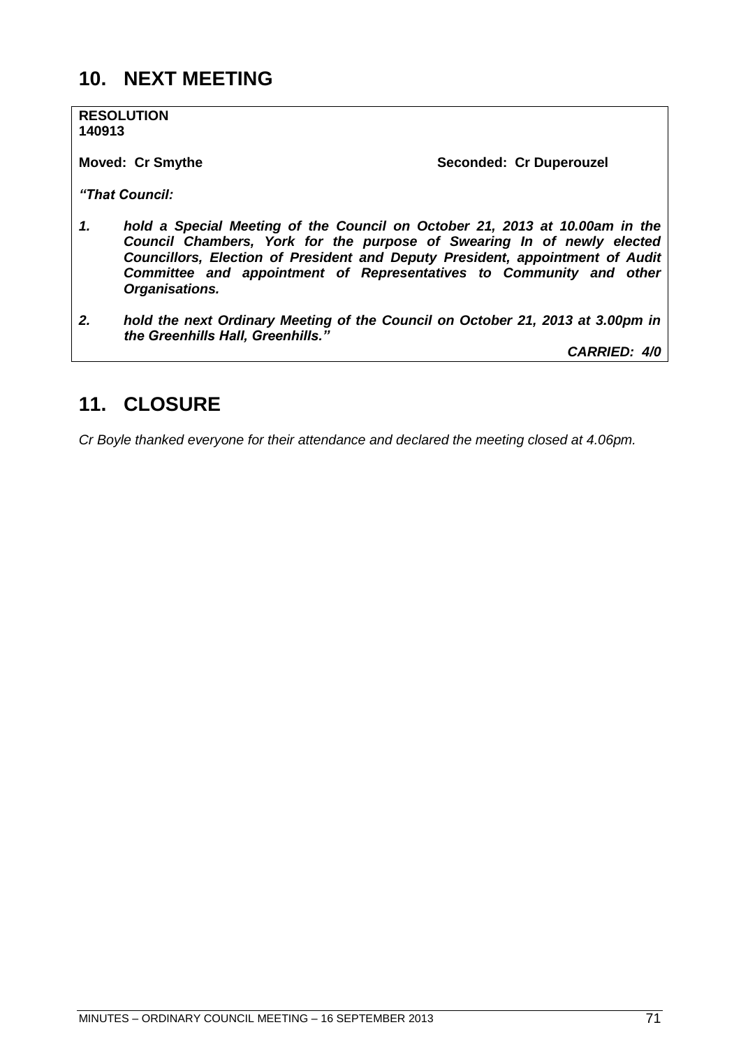# 10. NEXT MEETING

**RESOLUTION**
**140913**

**Moved: Cr Smythe** **Seconded: Cr Duperouzel**

***"That Council:***

1. ***hold a Special Meeting of the Council on October 21, 2013 at 10.00am in the Council Chambers, York for the purpose of Swearing In of newly elected Councillors, Election of President and Deputy President, appointment of Audit Committee and appointment of Representatives to Community and other Organisations.***

2. ***hold the next Ordinary Meeting of the Council on October 21, 2013 at 3.00pm in the Greenhills Hall, Greenhills."***

***CARRIED: 4/0***

# 11. CLOSURE

*Cr Boyle thanked everyone for their attendance and declared the meeting closed at 4.06pm.*